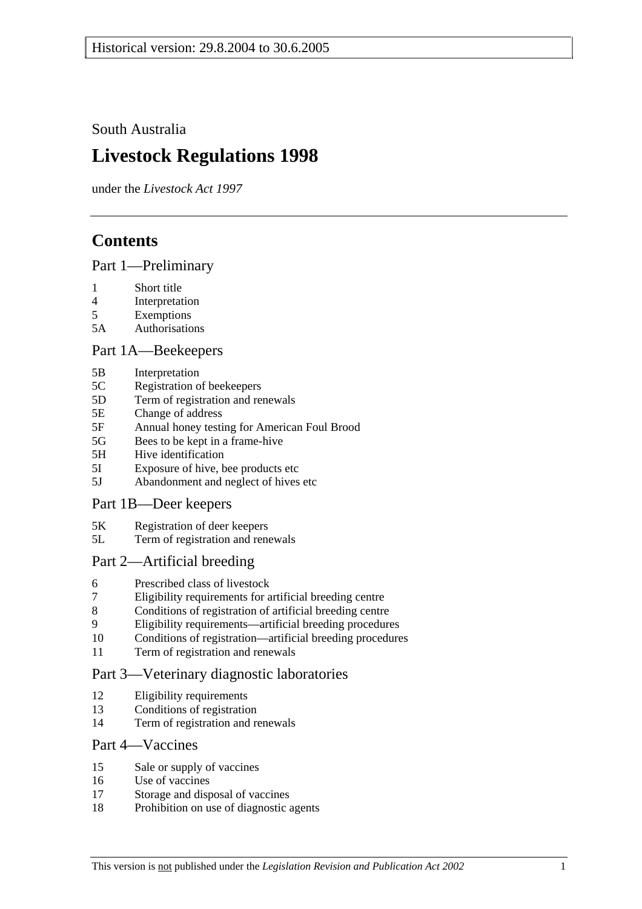Historical version: 29.8.2004 to 30.6.2005

South Australia

# Livestock Regulations 1998

under the *Livestock Act 1997*

## Contents

### Part 1—Preliminary

1 Short title
4 Interpretation
5 Exemptions
5A Authorisations

### Part 1A—Beekeepers

5B Interpretation
5C Registration of beekeepers
5D Term of registration and renewals
5E Change of address
5F Annual honey testing for American Foul Brood
5G Bees to be kept in a frame-hive
5H Hive identification
5I Exposure of hive, bee products etc
5J Abandonment and neglect of hives etc

### Part 1B—Deer keepers

5K Registration of deer keepers
5L Term of registration and renewals

### Part 2—Artificial breeding

6 Prescribed class of livestock
7 Eligibility requirements for artificial breeding centre
8 Conditions of registration of artificial breeding centre
9 Eligibility requirements—artificial breeding procedures
10 Conditions of registration—artificial breeding procedures
11 Term of registration and renewals

### Part 3—Veterinary diagnostic laboratories

12 Eligibility requirements
13 Conditions of registration
14 Term of registration and renewals

### Part 4—Vaccines

15 Sale or supply of vaccines
16 Use of vaccines
17 Storage and disposal of vaccines
18 Prohibition on use of diagnostic agents

This version is not published under the *Legislation Revision and Publication Act 2002*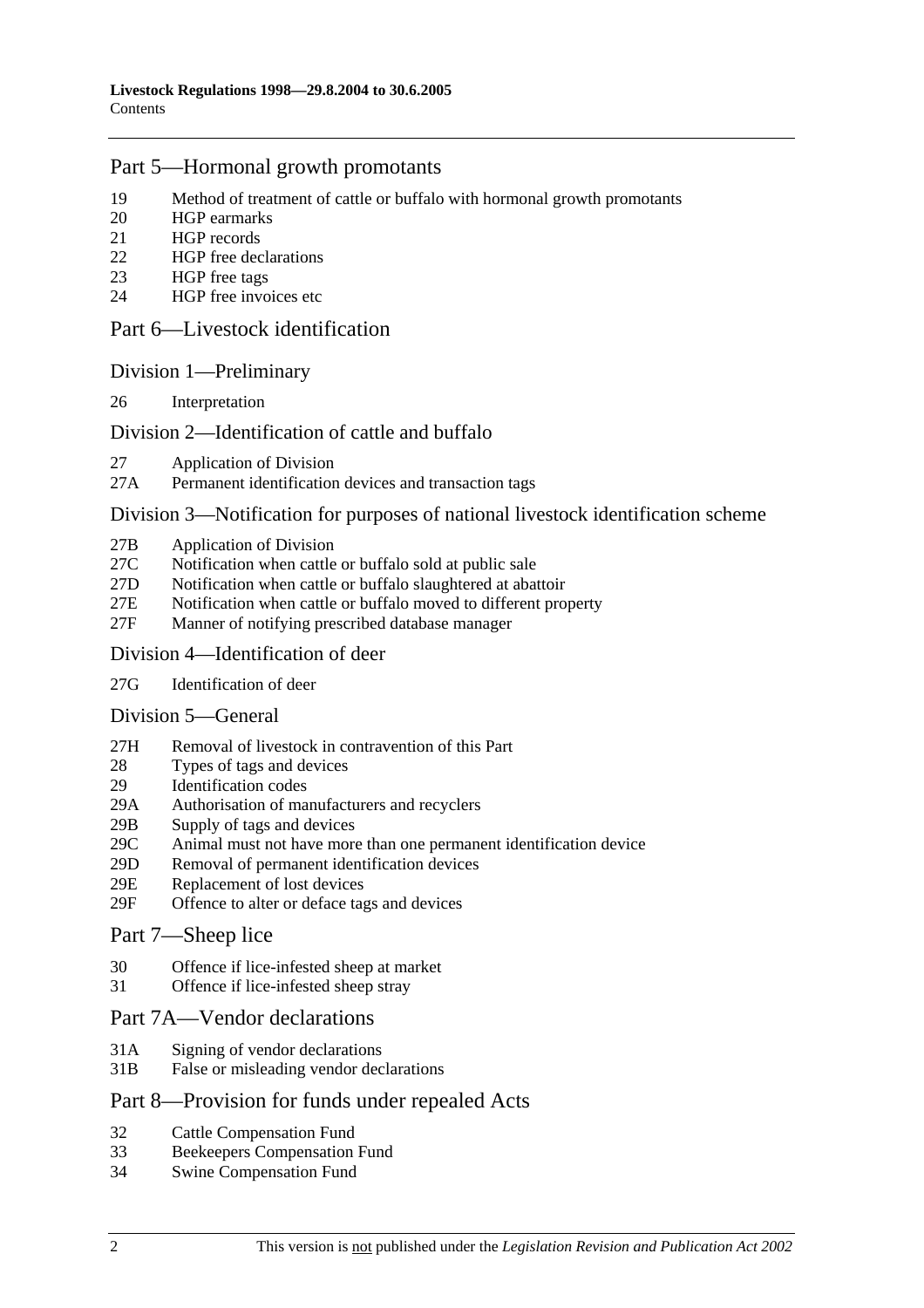## Part 5—Hormonal growth promotants

19 Method of treatment of cattle or buffalo with hormonal growth promotants
20 HGP earmarks
21 HGP records
22 HGP free declarations
23 HGP free tags
24 HGP free invoices etc

## Part 6—Livestock identification

### Division 1—Preliminary

26 Interpretation

### Division 2—Identification of cattle and buffalo

27 Application of Division
27A Permanent identification devices and transaction tags

### Division 3—Notification for purposes of national livestock identification scheme

27B Application of Division
27C Notification when cattle or buffalo sold at public sale
27D Notification when cattle or buffalo slaughtered at abattoir
27E Notification when cattle or buffalo moved to different property
27F Manner of notifying prescribed database manager

### Division 4—Identification of deer

27G Identification of deer

### Division 5—General

27H Removal of livestock in contravention of this Part
28 Types of tags and devices
29 Identification codes
29A Authorisation of manufacturers and recyclers
29B Supply of tags and devices
29C Animal must not have more than one permanent identification device
29D Removal of permanent identification devices
29E Replacement of lost devices
29F Offence to alter or deface tags and devices

## Part 7—Sheep lice

30 Offence if lice-infested sheep at market
31 Offence if lice-infested sheep stray

## Part 7A—Vendor declarations

31A Signing of vendor declarations
31B False or misleading vendor declarations

## Part 8—Provision for funds under repealed Acts

32 Cattle Compensation Fund
33 Beekeepers Compensation Fund
34 Swine Compensation Fund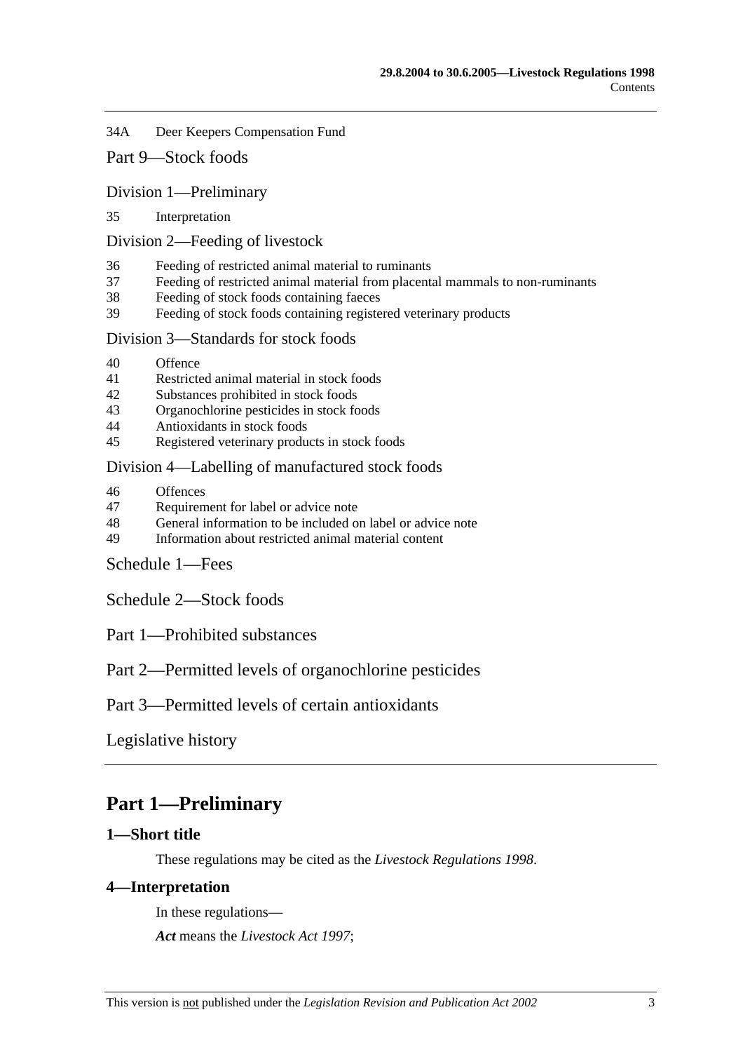34A Deer Keepers Compensation Fund

Part 9—Stock foods

Division 1—Preliminary

35 Interpretation

Division 2—Feeding of livestock

36 Feeding of restricted animal material to ruminants
37 Feeding of restricted animal material from placental mammals to non-ruminants
38 Feeding of stock foods containing faeces
39 Feeding of stock foods containing registered veterinary products

Division 3—Standards for stock foods

40 Offence
41 Restricted animal material in stock foods
42 Substances prohibited in stock foods
43 Organochlorine pesticides in stock foods
44 Antioxidants in stock foods
45 Registered veterinary products in stock foods

Division 4—Labelling of manufactured stock foods

46 Offences
47 Requirement for label or advice note
48 General information to be included on label or advice note
49 Information about restricted animal material content

Schedule 1—Fees

Schedule 2—Stock foods

Part 1—Prohibited substances

Part 2—Permitted levels of organochlorine pesticides

Part 3—Permitted levels of certain antioxidants

Legislative history

# Part 1—Preliminary

## 1—Short title

These regulations may be cited as the *Livestock Regulations 1998*.

## 4—Interpretation

In these regulations—

***Act*** means the *Livestock Act 1997*;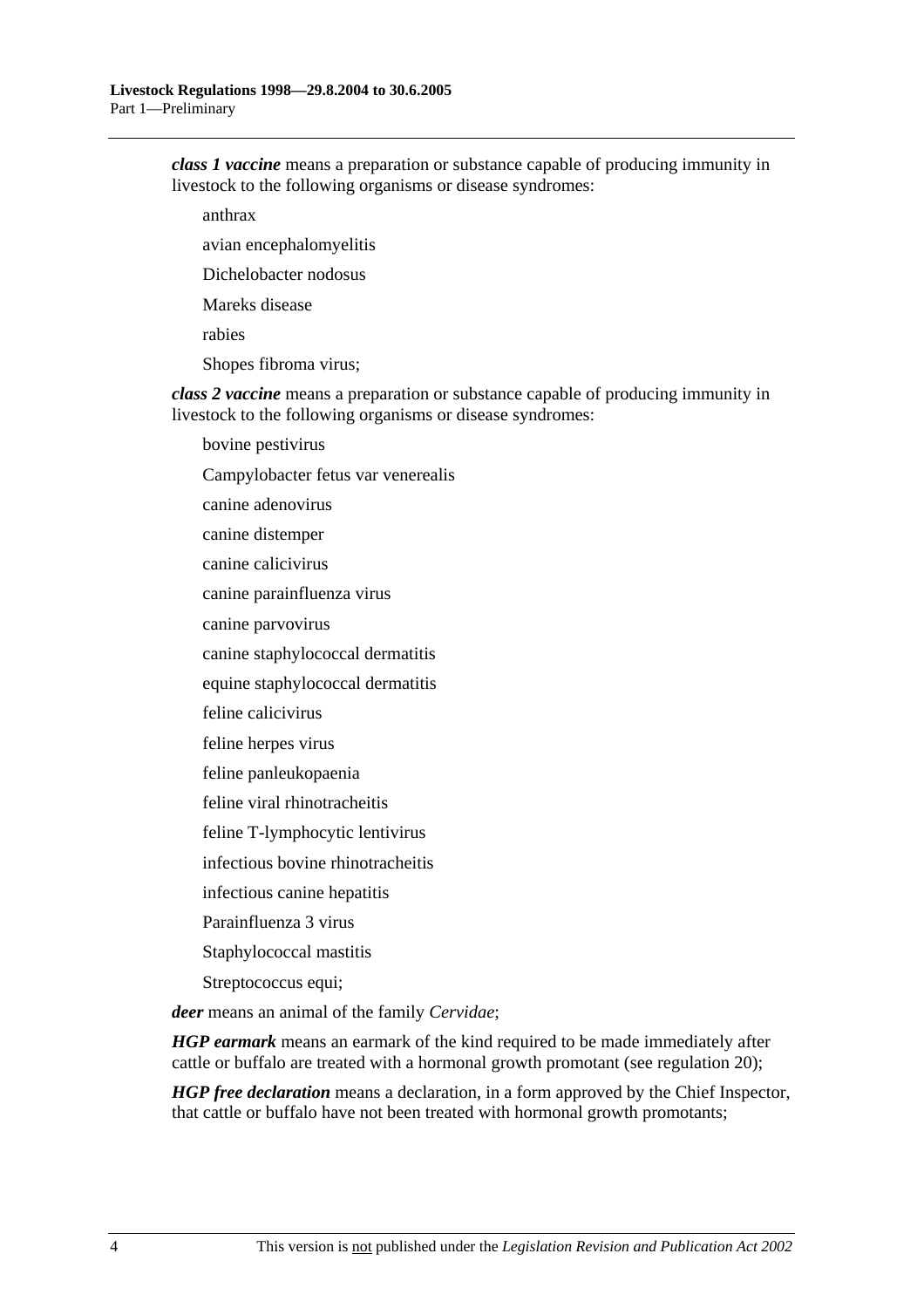***class 1 vaccine*** means a preparation or substance capable of producing immunity in livestock to the following organisms or disease syndromes:

anthrax

avian encephalomyelitis

Dichelobacter nodosus

Mareks disease

rabies

Shopes fibroma virus;

***class 2 vaccine*** means a preparation or substance capable of producing immunity in livestock to the following organisms or disease syndromes:

bovine pestivirus

Campylobacter fetus var venerealis

canine adenovirus

canine distemper

canine calicivirus

canine parainfluenza virus

canine parvovirus

canine staphylococcal dermatitis

equine staphylococcal dermatitis

feline calicivirus

feline herpes virus

feline panleukopaenia

feline viral rhinotracheitis

feline T-lymphocytic lentivirus

infectious bovine rhinotracheitis

infectious canine hepatitis

Parainfluenza 3 virus

Staphylococcal mastitis

Streptococcus equi;

***deer*** means an animal of the family *Cervidae*;

***HGP earmark*** means an earmark of the kind required to be made immediately after cattle or buffalo are treated with a hormonal growth promotant (see regulation 20);

***HGP free declaration*** means a declaration, in a form approved by the Chief Inspector, that cattle or buffalo have not been treated with hormonal growth promotants;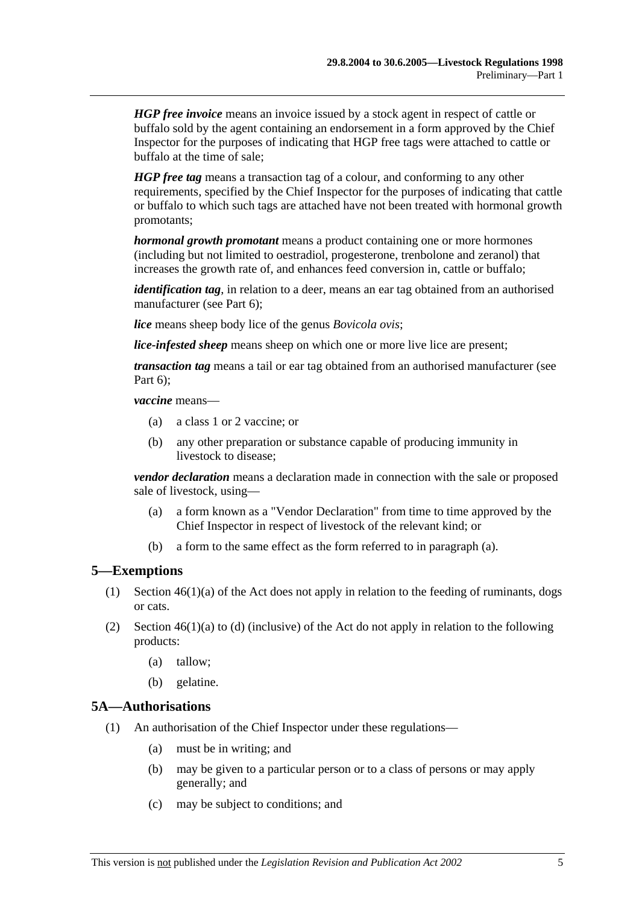***HGP free invoice*** means an invoice issued by a stock agent in respect of cattle or buffalo sold by the agent containing an endorsement in a form approved by the Chief Inspector for the purposes of indicating that HGP free tags were attached to cattle or buffalo at the time of sale;

***HGP free tag*** means a transaction tag of a colour, and conforming to any other requirements, specified by the Chief Inspector for the purposes of indicating that cattle or buffalo to which such tags are attached have not been treated with hormonal growth promotants;

***hormonal growth promotant*** means a product containing one or more hormones (including but not limited to oestradiol, progesterone, trenbolone and zeranol) that increases the growth rate of, and enhances feed conversion in, cattle or buffalo;

***identification tag***, in relation to a deer, means an ear tag obtained from an authorised manufacturer (see Part 6);

***lice*** means sheep body lice of the genus *Bovicola ovis*;

***lice-infested sheep*** means sheep on which one or more live lice are present;

***transaction tag*** means a tail or ear tag obtained from an authorised manufacturer (see Part 6);

***vaccine*** means—

(a) a class 1 or 2 vaccine; or

(b) any other preparation or substance capable of producing immunity in livestock to disease;

***vendor declaration*** means a declaration made in connection with the sale or proposed sale of livestock, using—

(a) a form known as a "Vendor Declaration" from time to time approved by the Chief Inspector in respect of livestock of the relevant kind; or

(b) a form to the same effect as the form referred to in paragraph (a).

## 5—Exemptions

(1) Section 46(1)(a) of the Act does not apply in relation to the feeding of ruminants, dogs or cats.

(2) Section 46(1)(a) to (d) (inclusive) of the Act do not apply in relation to the following products:

(a) tallow;

(b) gelatine.

## 5A—Authorisations

(1) An authorisation of the Chief Inspector under these regulations—

(a) must be in writing; and

(b) may be given to a particular person or to a class of persons or may apply generally; and

(c) may be subject to conditions; and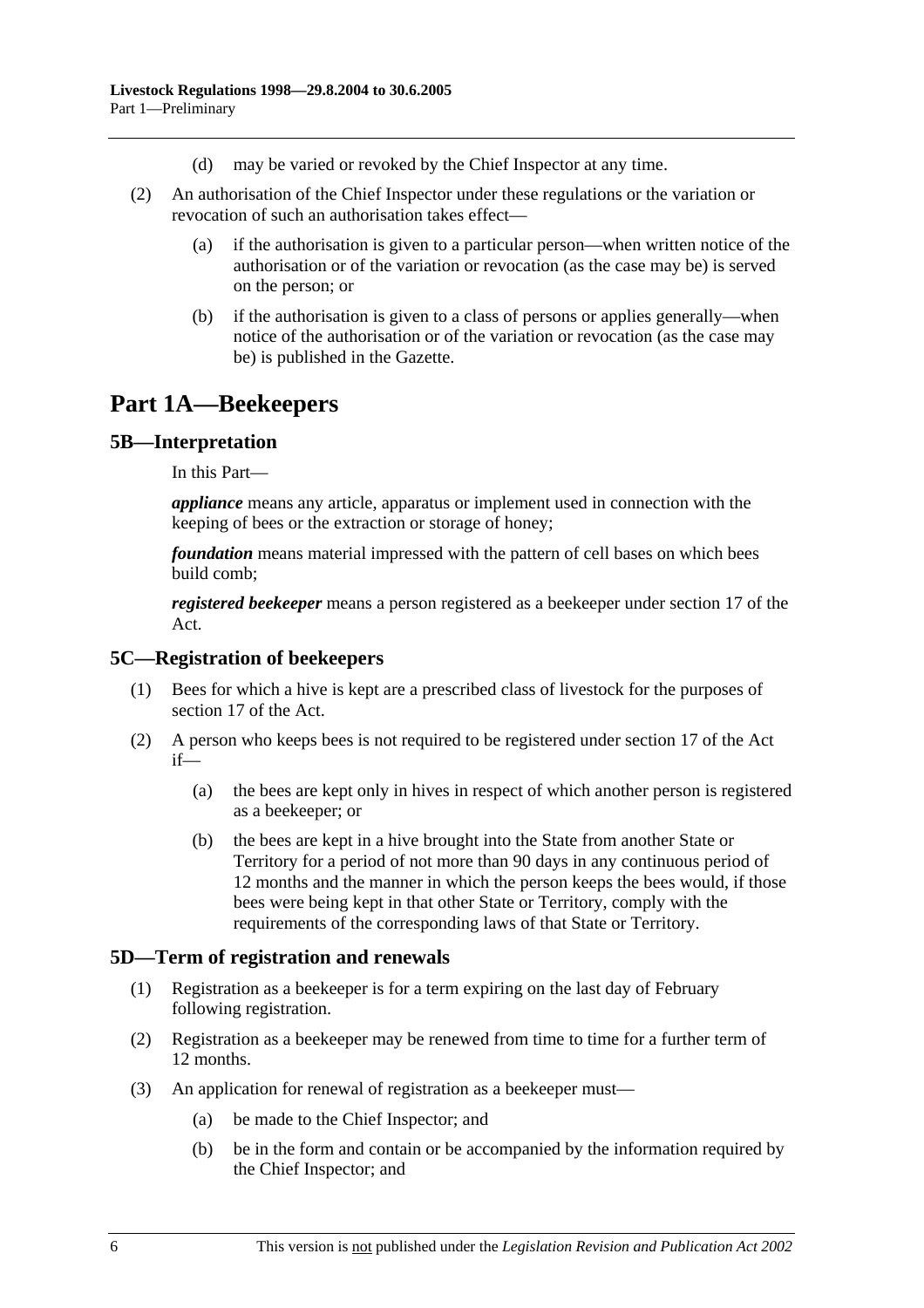(d) may be varied or revoked by the Chief Inspector at any time.

(2) An authorisation of the Chief Inspector under these regulations or the variation or revocation of such an authorisation takes effect—

(a) if the authorisation is given to a particular person—when written notice of the authorisation or of the variation or revocation (as the case may be) is served on the person; or

(b) if the authorisation is given to a class of persons or applies generally—when notice of the authorisation or of the variation or revocation (as the case may be) is published in the Gazette.

# Part 1A—Beekeepers

## 5B—Interpretation

In this Part—

***appliance*** means any article, apparatus or implement used in connection with the keeping of bees or the extraction or storage of honey;

***foundation*** means material impressed with the pattern of cell bases on which bees build comb;

***registered beekeeper*** means a person registered as a beekeeper under section 17 of the Act.

## 5C—Registration of beekeepers

(1) Bees for which a hive is kept are a prescribed class of livestock for the purposes of section 17 of the Act.

(2) A person who keeps bees is not required to be registered under section 17 of the Act if—

(a) the bees are kept only in hives in respect of which another person is registered as a beekeeper; or

(b) the bees are kept in a hive brought into the State from another State or Territory for a period of not more than 90 days in any continuous period of 12 months and the manner in which the person keeps the bees would, if those bees were being kept in that other State or Territory, comply with the requirements of the corresponding laws of that State or Territory.

## 5D—Term of registration and renewals

(1) Registration as a beekeeper is for a term expiring on the last day of February following registration.

(2) Registration as a beekeeper may be renewed from time to time for a further term of 12 months.

(3) An application for renewal of registration as a beekeeper must—

(a) be made to the Chief Inspector; and

(b) be in the form and contain or be accompanied by the information required by the Chief Inspector; and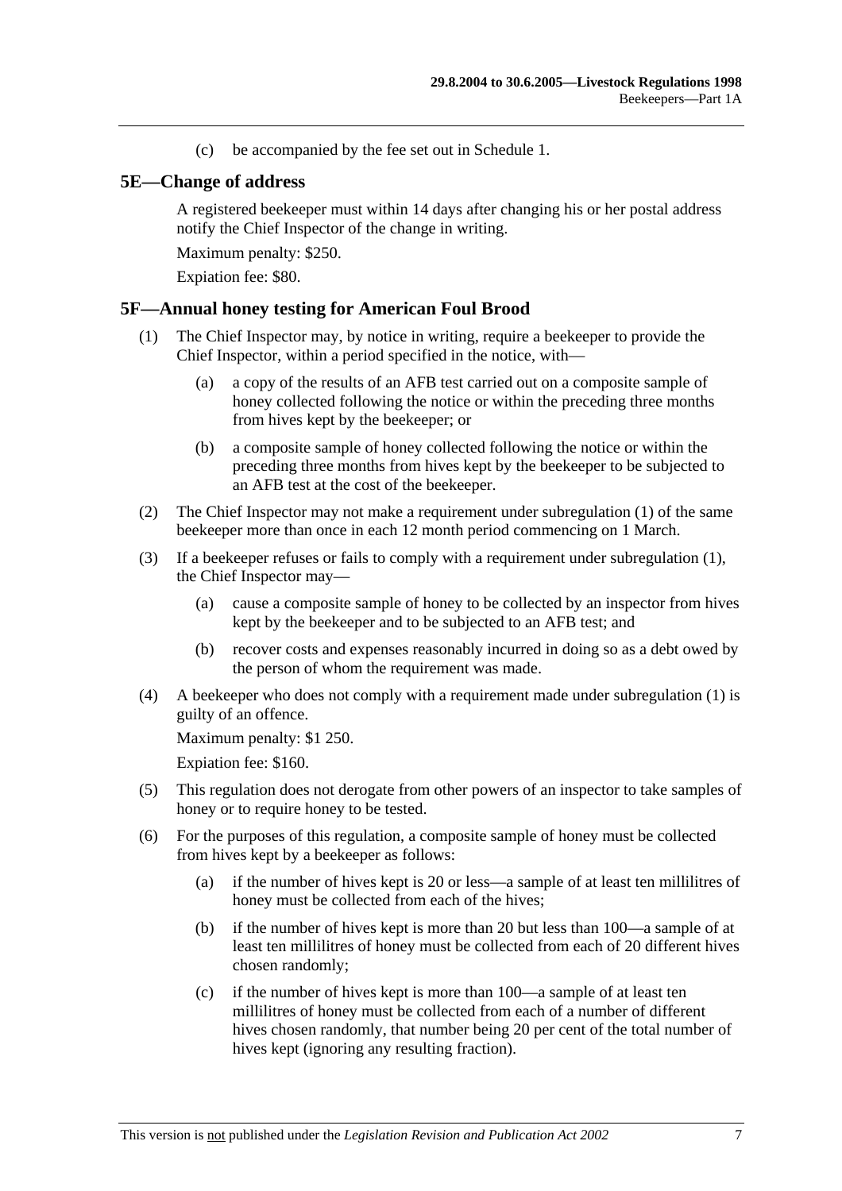(c) be accompanied by the fee set out in Schedule 1.

## 5E—Change of address

A registered beekeeper must within 14 days after changing his or her postal address notify the Chief Inspector of the change in writing.

Maximum penalty: $250.

Expiation fee: $80.

## 5F—Annual honey testing for American Foul Brood

(1) The Chief Inspector may, by notice in writing, require a beekeeper to provide the Chief Inspector, within a period specified in the notice, with—

(a) a copy of the results of an AFB test carried out on a composite sample of honey collected following the notice or within the preceding three months from hives kept by the beekeeper; or

(b) a composite sample of honey collected following the notice or within the preceding three months from hives kept by the beekeeper to be subjected to an AFB test at the cost of the beekeeper.

(2) The Chief Inspector may not make a requirement under subregulation (1) of the same beekeeper more than once in each 12 month period commencing on 1 March.

(3) If a beekeeper refuses or fails to comply with a requirement under subregulation (1), the Chief Inspector may—

(a) cause a composite sample of honey to be collected by an inspector from hives kept by the beekeeper and to be subjected to an AFB test; and

(b) recover costs and expenses reasonably incurred in doing so as a debt owed by the person of whom the requirement was made.

(4) A beekeeper who does not comply with a requirement made under subregulation (1) is guilty of an offence.

Maximum penalty: $1 250.

Expiation fee: $160.

(5) This regulation does not derogate from other powers of an inspector to take samples of honey or to require honey to be tested.

(6) For the purposes of this regulation, a composite sample of honey must be collected from hives kept by a beekeeper as follows:

(a) if the number of hives kept is 20 or less—a sample of at least ten millilitres of honey must be collected from each of the hives;

(b) if the number of hives kept is more than 20 but less than 100—a sample of at least ten millilitres of honey must be collected from each of 20 different hives chosen randomly;

(c) if the number of hives kept is more than 100—a sample of at least ten millilitres of honey must be collected from each of a number of different hives chosen randomly, that number being 20 per cent of the total number of hives kept (ignoring any resulting fraction).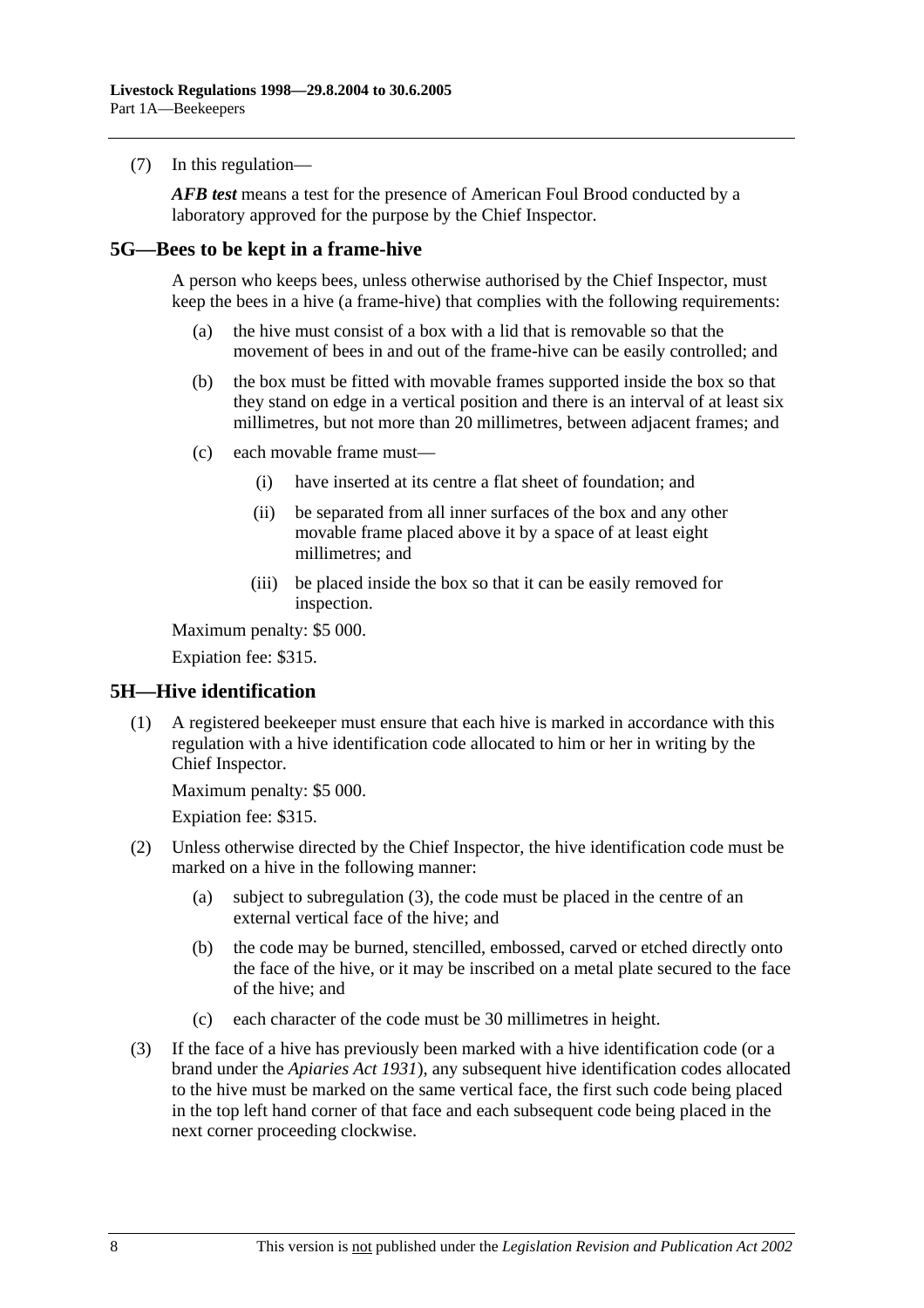(7) In this regulation—

***AFB test*** means a test for the presence of American Foul Brood conducted by a laboratory approved for the purpose by the Chief Inspector.

## 5G—Bees to be kept in a frame-hive

A person who keeps bees, unless otherwise authorised by the Chief Inspector, must keep the bees in a hive (a frame-hive) that complies with the following requirements:

(a) the hive must consist of a box with a lid that is removable so that the movement of bees in and out of the frame-hive can be easily controlled; and

(b) the box must be fitted with movable frames supported inside the box so that they stand on edge in a vertical position and there is an interval of at least six millimetres, but not more than 20 millimetres, between adjacent frames; and

(c) each movable frame must—

(i) have inserted at its centre a flat sheet of foundation; and

(ii) be separated from all inner surfaces of the box and any other movable frame placed above it by a space of at least eight millimetres; and

(iii) be placed inside the box so that it can be easily removed for inspection.

Maximum penalty: $5 000.

Expiation fee: $315.

## 5H—Hive identification

(1) A registered beekeeper must ensure that each hive is marked in accordance with this regulation with a hive identification code allocated to him or her in writing by the Chief Inspector.

Maximum penalty: $5 000.

Expiation fee: $315.

(2) Unless otherwise directed by the Chief Inspector, the hive identification code must be marked on a hive in the following manner:

(a) subject to subregulation (3), the code must be placed in the centre of an external vertical face of the hive; and

(b) the code may be burned, stencilled, embossed, carved or etched directly onto the face of the hive, or it may be inscribed on a metal plate secured to the face of the hive; and

(c) each character of the code must be 30 millimetres in height.

(3) If the face of a hive has previously been marked with a hive identification code (or a brand under the *Apiaries Act 1931*), any subsequent hive identification codes allocated to the hive must be marked on the same vertical face, the first such code being placed in the top left hand corner of that face and each subsequent code being placed in the next corner proceeding clockwise.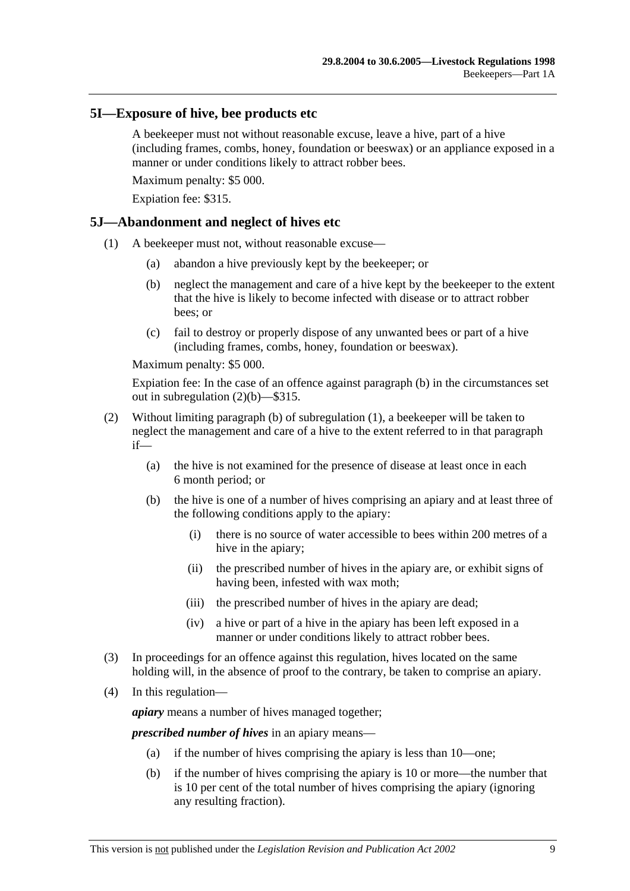## 5I—Exposure of hive, bee products etc

A beekeeper must not without reasonable excuse, leave a hive, part of a hive (including frames, combs, honey, foundation or beeswax) or an appliance exposed in a manner or under conditions likely to attract robber bees.

Maximum penalty: $5 000.

Expiation fee: $315.

## 5J—Abandonment and neglect of hives etc

(1) A beekeeper must not, without reasonable excuse—

(a) abandon a hive previously kept by the beekeeper; or

(b) neglect the management and care of a hive kept by the beekeeper to the extent that the hive is likely to become infected with disease or to attract robber bees; or

(c) fail to destroy or properly dispose of any unwanted bees or part of a hive (including frames, combs, honey, foundation or beeswax).

Maximum penalty: $5 000.

Expiation fee: In the case of an offence against paragraph (b) in the circumstances set out in subregulation (2)(b)—$315.

(2) Without limiting paragraph (b) of subregulation (1), a beekeeper will be taken to neglect the management and care of a hive to the extent referred to in that paragraph if—

(a) the hive is not examined for the presence of disease at least once in each 6 month period; or

(b) the hive is one of a number of hives comprising an apiary and at least three of the following conditions apply to the apiary:

(i) there is no source of water accessible to bees within 200 metres of a hive in the apiary;

(ii) the prescribed number of hives in the apiary are, or exhibit signs of having been, infested with wax moth;

(iii) the prescribed number of hives in the apiary are dead;

(iv) a hive or part of a hive in the apiary has been left exposed in a manner or under conditions likely to attract robber bees.

(3) In proceedings for an offence against this regulation, hives located on the same holding will, in the absence of proof to the contrary, be taken to comprise an apiary.

(4) In this regulation—

***apiary*** means a number of hives managed together;

***prescribed number of hives*** in an apiary means—

(a) if the number of hives comprising the apiary is less than 10—one;

(b) if the number of hives comprising the apiary is 10 or more—the number that is 10 per cent of the total number of hives comprising the apiary (ignoring any resulting fraction).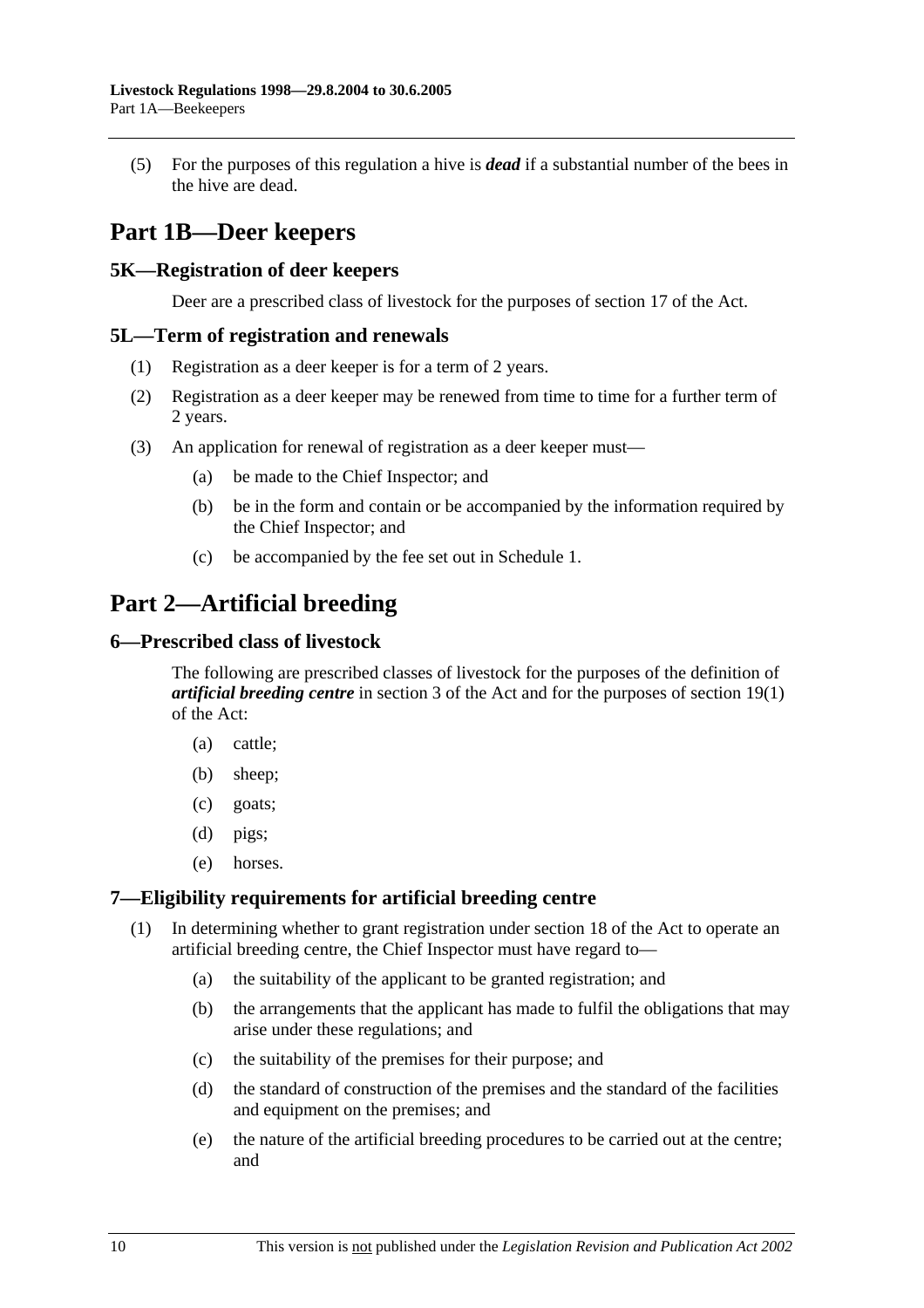(5) For the purposes of this regulation a hive is ***dead*** if a substantial number of the bees in the hive are dead.

# Part 1B—Deer keepers

## 5K—Registration of deer keepers

Deer are a prescribed class of livestock for the purposes of section 17 of the Act.

## 5L—Term of registration and renewals

(1) Registration as a deer keeper is for a term of 2 years.

(2) Registration as a deer keeper may be renewed from time to time for a further term of 2 years.

(3) An application for renewal of registration as a deer keeper must—

- (a) be made to the Chief Inspector; and
- (b) be in the form and contain or be accompanied by the information required by the Chief Inspector; and
- (c) be accompanied by the fee set out in Schedule 1.

# Part 2—Artificial breeding

## 6—Prescribed class of livestock

The following are prescribed classes of livestock for the purposes of the definition of ***artificial breeding centre*** in section 3 of the Act and for the purposes of section 19(1) of the Act:

- (a) cattle;
- (b) sheep;
- (c) goats;
- (d) pigs;
- (e) horses.

## 7—Eligibility requirements for artificial breeding centre

(1) In determining whether to grant registration under section 18 of the Act to operate an artificial breeding centre, the Chief Inspector must have regard to—

- (a) the suitability of the applicant to be granted registration; and
- (b) the arrangements that the applicant has made to fulfil the obligations that may arise under these regulations; and
- (c) the suitability of the premises for their purpose; and
- (d) the standard of construction of the premises and the standard of the facilities and equipment on the premises; and
- (e) the nature of the artificial breeding procedures to be carried out at the centre; and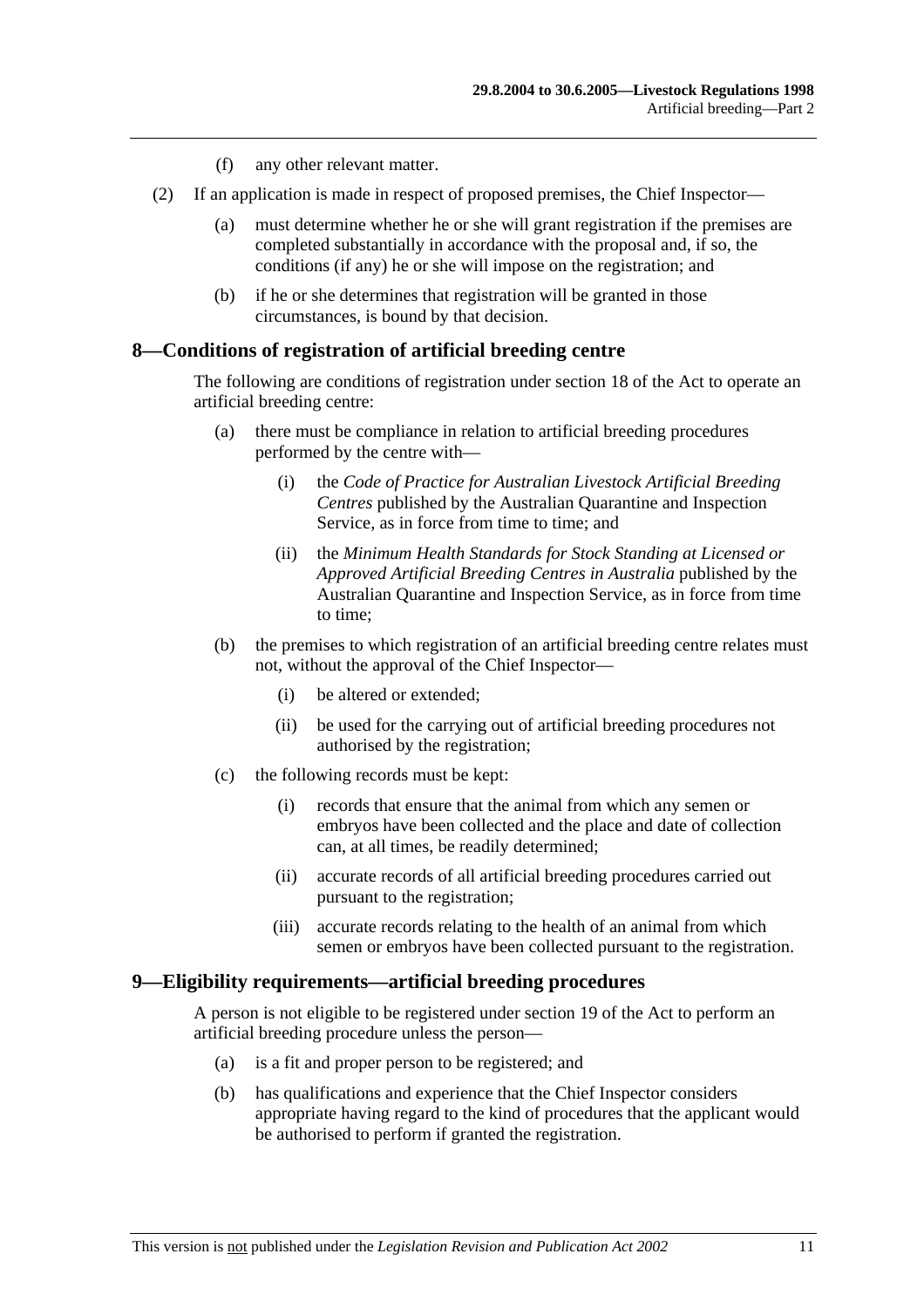(f) any other relevant matter.

(2) If an application is made in respect of proposed premises, the Chief Inspector—

(a) must determine whether he or she will grant registration if the premises are completed substantially in accordance with the proposal and, if so, the conditions (if any) he or she will impose on the registration; and

(b) if he or she determines that registration will be granted in those circumstances, is bound by that decision.

## 8—Conditions of registration of artificial breeding centre

The following are conditions of registration under section 18 of the Act to operate an artificial breeding centre:

(a) there must be compliance in relation to artificial breeding procedures performed by the centre with—

(i) the *Code of Practice for Australian Livestock Artificial Breeding Centres* published by the Australian Quarantine and Inspection Service, as in force from time to time; and

(ii) the *Minimum Health Standards for Stock Standing at Licensed or Approved Artificial Breeding Centres in Australia* published by the Australian Quarantine and Inspection Service, as in force from time to time;

(b) the premises to which registration of an artificial breeding centre relates must not, without the approval of the Chief Inspector—

(i) be altered or extended;

(ii) be used for the carrying out of artificial breeding procedures not authorised by the registration;

(c) the following records must be kept:

(i) records that ensure that the animal from which any semen or embryos have been collected and the place and date of collection can, at all times, be readily determined;

(ii) accurate records of all artificial breeding procedures carried out pursuant to the registration;

(iii) accurate records relating to the health of an animal from which semen or embryos have been collected pursuant to the registration.

## 9—Eligibility requirements—artificial breeding procedures

A person is not eligible to be registered under section 19 of the Act to perform an artificial breeding procedure unless the person—

(a) is a fit and proper person to be registered; and

(b) has qualifications and experience that the Chief Inspector considers appropriate having regard to the kind of procedures that the applicant would be authorised to perform if granted the registration.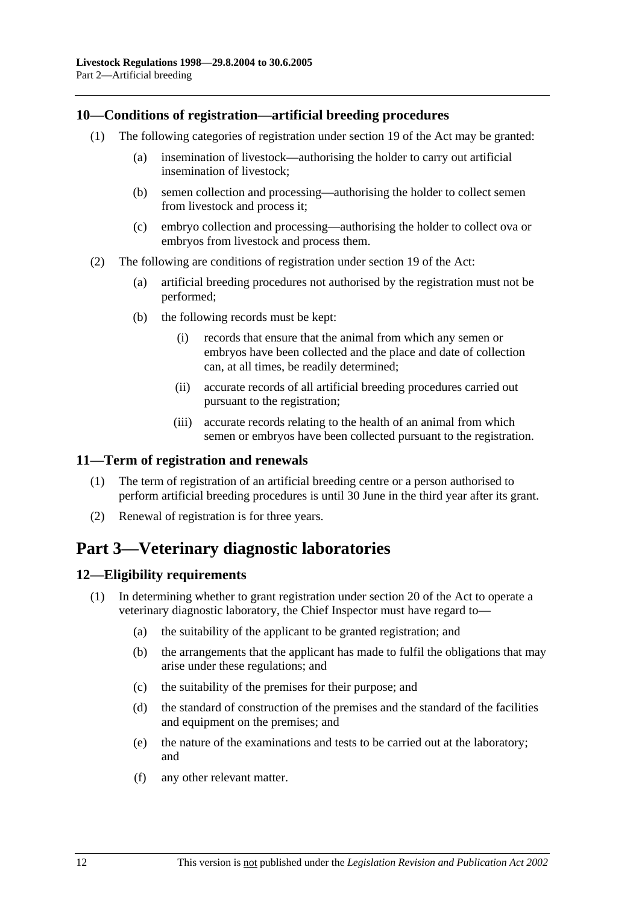## 10—Conditions of registration—artificial breeding procedures

(1) The following categories of registration under section 19 of the Act may be granted:

(a) insemination of livestock—authorising the holder to carry out artificial insemination of livestock;

(b) semen collection and processing—authorising the holder to collect semen from livestock and process it;

(c) embryo collection and processing—authorising the holder to collect ova or embryos from livestock and process them.

(2) The following are conditions of registration under section 19 of the Act:

(a) artificial breeding procedures not authorised by the registration must not be performed;

(b) the following records must be kept:

(i) records that ensure that the animal from which any semen or embryos have been collected and the place and date of collection can, at all times, be readily determined;

(ii) accurate records of all artificial breeding procedures carried out pursuant to the registration;

(iii) accurate records relating to the health of an animal from which semen or embryos have been collected pursuant to the registration.

## 11—Term of registration and renewals

(1) The term of registration of an artificial breeding centre or a person authorised to perform artificial breeding procedures is until 30 June in the third year after its grant.

(2) Renewal of registration is for three years.

# Part 3—Veterinary diagnostic laboratories

## 12—Eligibility requirements

(1) In determining whether to grant registration under section 20 of the Act to operate a veterinary diagnostic laboratory, the Chief Inspector must have regard to—

(a) the suitability of the applicant to be granted registration; and

(b) the arrangements that the applicant has made to fulfil the obligations that may arise under these regulations; and

(c) the suitability of the premises for their purpose; and

(d) the standard of construction of the premises and the standard of the facilities and equipment on the premises; and

(e) the nature of the examinations and tests to be carried out at the laboratory; and

(f) any other relevant matter.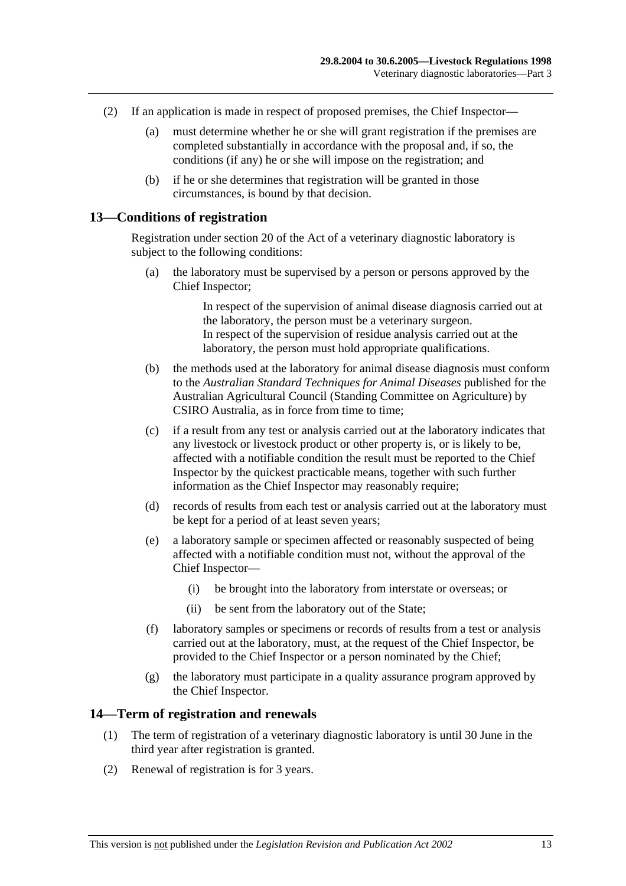(2) If an application is made in respect of proposed premises, the Chief Inspector—

(a) must determine whether he or she will grant registration if the premises are completed substantially in accordance with the proposal and, if so, the conditions (if any) he or she will impose on the registration; and

(b) if he or she determines that registration will be granted in those circumstances, is bound by that decision.

## 13—Conditions of registration

Registration under section 20 of the Act of a veterinary diagnostic laboratory is subject to the following conditions:

(a) the laboratory must be supervised by a person or persons approved by the Chief Inspector;

> In respect of the supervision of animal disease diagnosis carried out at the laboratory, the person must be a veterinary surgeon.
> In respect of the supervision of residue analysis carried out at the laboratory, the person must hold appropriate qualifications.

(b) the methods used at the laboratory for animal disease diagnosis must conform to the *Australian Standard Techniques for Animal Diseases* published for the Australian Agricultural Council (Standing Committee on Agriculture) by CSIRO Australia, as in force from time to time;

(c) if a result from any test or analysis carried out at the laboratory indicates that any livestock or livestock product or other property is, or is likely to be, affected with a notifiable condition the result must be reported to the Chief Inspector by the quickest practicable means, together with such further information as the Chief Inspector may reasonably require;

(d) records of results from each test or analysis carried out at the laboratory must be kept for a period of at least seven years;

(e) a laboratory sample or specimen affected or reasonably suspected of being affected with a notifiable condition must not, without the approval of the Chief Inspector—

(i) be brought into the laboratory from interstate or overseas; or

(ii) be sent from the laboratory out of the State;

(f) laboratory samples or specimens or records of results from a test or analysis carried out at the laboratory, must, at the request of the Chief Inspector, be provided to the Chief Inspector or a person nominated by the Chief;

(g) the laboratory must participate in a quality assurance program approved by the Chief Inspector.

## 14—Term of registration and renewals

(1) The term of registration of a veterinary diagnostic laboratory is until 30 June in the third year after registration is granted.

(2) Renewal of registration is for 3 years.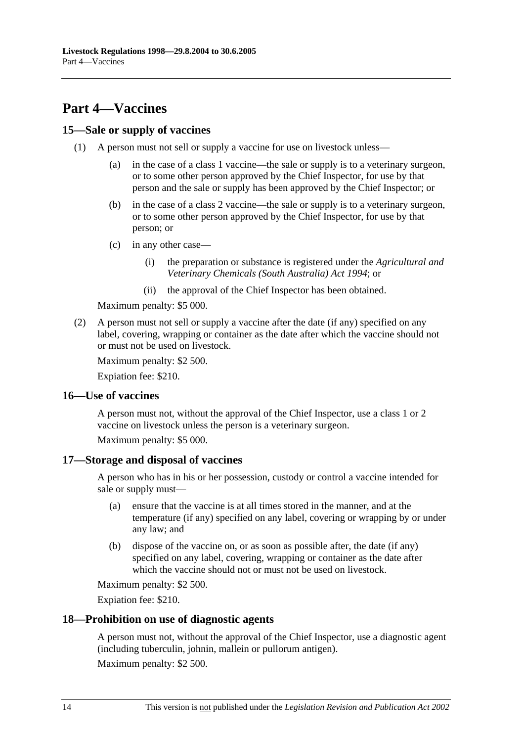# Part 4—Vaccines

## 15—Sale or supply of vaccines

(1) A person must not sell or supply a vaccine for use on livestock unless—

(a) in the case of a class 1 vaccine—the sale or supply is to a veterinary surgeon, or to some other person approved by the Chief Inspector, for use by that person and the sale or supply has been approved by the Chief Inspector; or

(b) in the case of a class 2 vaccine—the sale or supply is to a veterinary surgeon, or to some other person approved by the Chief Inspector, for use by that person; or

(c) in any other case—

(i) the preparation or substance is registered under the *Agricultural and Veterinary Chemicals (South Australia) Act 1994*; or

(ii) the approval of the Chief Inspector has been obtained.

Maximum penalty: $5 000.

(2) A person must not sell or supply a vaccine after the date (if any) specified on any label, covering, wrapping or container as the date after which the vaccine should not or must not be used on livestock.

Maximum penalty: $2 500.

Expiation fee: $210.

## 16—Use of vaccines

A person must not, without the approval of the Chief Inspector, use a class 1 or 2 vaccine on livestock unless the person is a veterinary surgeon.

Maximum penalty: $5 000.

## 17—Storage and disposal of vaccines

A person who has in his or her possession, custody or control a vaccine intended for sale or supply must—

(a) ensure that the vaccine is at all times stored in the manner, and at the temperature (if any) specified on any label, covering or wrapping by or under any law; and

(b) dispose of the vaccine on, or as soon as possible after, the date (if any) specified on any label, covering, wrapping or container as the date after which the vaccine should not or must not be used on livestock.

Maximum penalty: $2 500.

Expiation fee: $210.

## 18—Prohibition on use of diagnostic agents

A person must not, without the approval of the Chief Inspector, use a diagnostic agent (including tuberculin, johnin, mallein or pullorum antigen).

Maximum penalty: $2 500.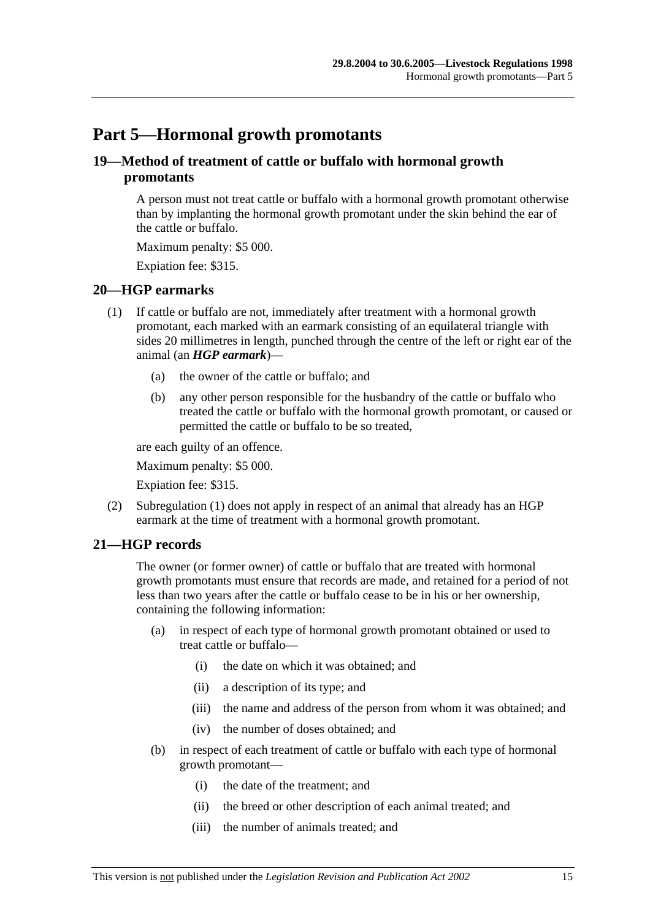# Part 5—Hormonal growth promotants

## 19—Method of treatment of cattle or buffalo with hormonal growth promotants

A person must not treat cattle or buffalo with a hormonal growth promotant otherwise than by implanting the hormonal growth promotant under the skin behind the ear of the cattle or buffalo.

Maximum penalty: $5 000.

Expiation fee: $315.

## 20—HGP earmarks

(1) If cattle or buffalo are not, immediately after treatment with a hormonal growth promotant, each marked with an earmark consisting of an equilateral triangle with sides 20 millimetres in length, punched through the centre of the left or right ear of the animal (an ***HGP earmark***)—

- (a) the owner of the cattle or buffalo; and
- (b) any other person responsible for the husbandry of the cattle or buffalo who treated the cattle or buffalo with the hormonal growth promotant, or caused or permitted the cattle or buffalo to be so treated,

are each guilty of an offence.

Maximum penalty: $5 000.

Expiation fee: $315.

(2) Subregulation (1) does not apply in respect of an animal that already has an HGP earmark at the time of treatment with a hormonal growth promotant.

## 21—HGP records

The owner (or former owner) of cattle or buffalo that are treated with hormonal growth promotants must ensure that records are made, and retained for a period of not less than two years after the cattle or buffalo cease to be in his or her ownership, containing the following information:

- (a) in respect of each type of hormonal growth promotant obtained or used to treat cattle or buffalo—
  - (i) the date on which it was obtained; and
  - (ii) a description of its type; and
  - (iii) the name and address of the person from whom it was obtained; and
  - (iv) the number of doses obtained; and
- (b) in respect of each treatment of cattle or buffalo with each type of hormonal growth promotant—
  - (i) the date of the treatment; and
  - (ii) the breed or other description of each animal treated; and
  - (iii) the number of animals treated; and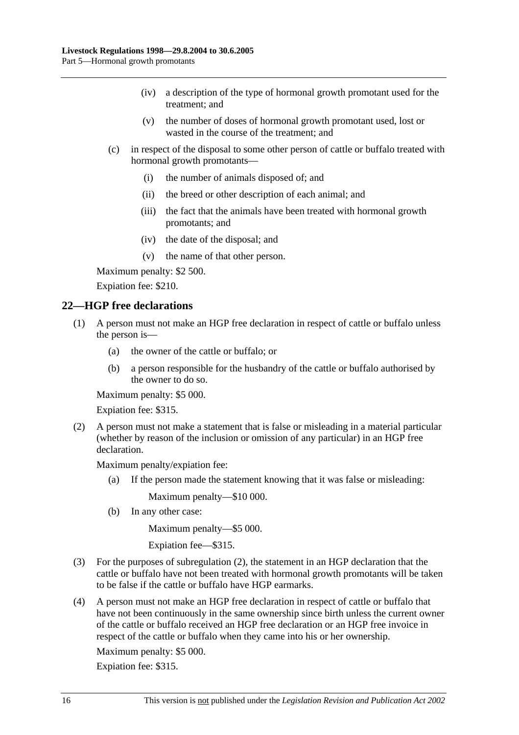(iv) a description of the type of hormonal growth promotant used for the treatment; and

(v) the number of doses of hormonal growth promotant used, lost or wasted in the course of the treatment; and

(c) in respect of the disposal to some other person of cattle or buffalo treated with hormonal growth promotants—

(i) the number of animals disposed of; and

(ii) the breed or other description of each animal; and

(iii) the fact that the animals have been treated with hormonal growth promotants; and

(iv) the date of the disposal; and

(v) the name of that other person.

Maximum penalty: $2 500.

Expiation fee: $210.

## 22—HGP free declarations

(1) A person must not make an HGP free declaration in respect of cattle or buffalo unless the person is—

(a) the owner of the cattle or buffalo; or

(b) a person responsible for the husbandry of the cattle or buffalo authorised by the owner to do so.

Maximum penalty: $5 000.

Expiation fee: $315.

(2) A person must not make a statement that is false or misleading in a material particular (whether by reason of the inclusion or omission of any particular) in an HGP free declaration.

Maximum penalty/expiation fee:

(a) If the person made the statement knowing that it was false or misleading:

Maximum penalty—$10 000.

(b) In any other case:

Maximum penalty—$5 000.

Expiation fee—$315.

(3) For the purposes of subregulation (2), the statement in an HGP declaration that the cattle or buffalo have not been treated with hormonal growth promotants will be taken to be false if the cattle or buffalo have HGP earmarks.

(4) A person must not make an HGP free declaration in respect of cattle or buffalo that have not been continuously in the same ownership since birth unless the current owner of the cattle or buffalo received an HGP free declaration or an HGP free invoice in respect of the cattle or buffalo when they came into his or her ownership.

Maximum penalty: $5 000.

Expiation fee: $315.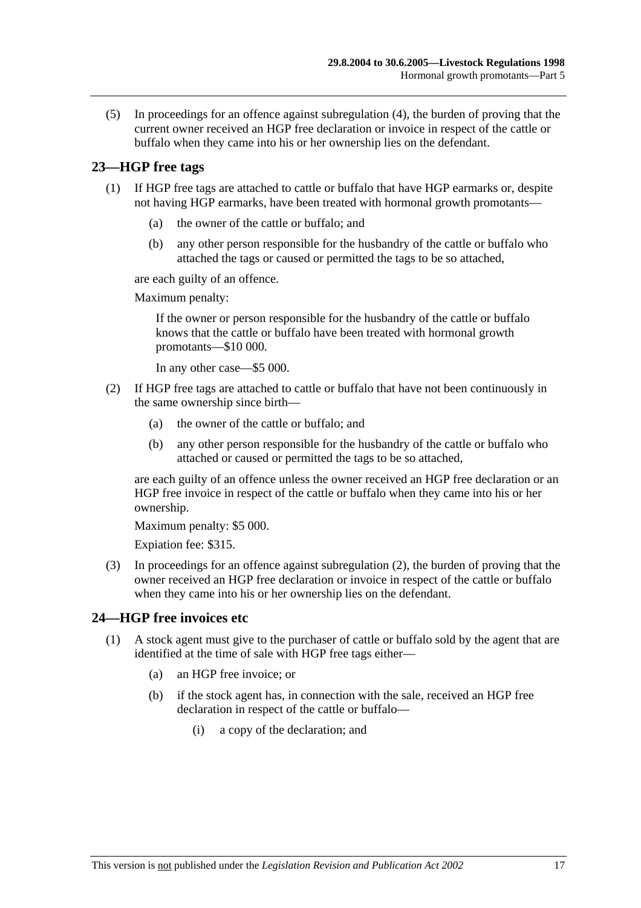(5) In proceedings for an offence against subregulation (4), the burden of proving that the current owner received an HGP free declaration or invoice in respect of the cattle or buffalo when they came into his or her ownership lies on the defendant.

## 23—HGP free tags

(1) If HGP free tags are attached to cattle or buffalo that have HGP earmarks or, despite not having HGP earmarks, have been treated with hormonal growth promotants—

  (a) the owner of the cattle or buffalo; and

  (b) any other person responsible for the husbandry of the cattle or buffalo who attached the tags or caused or permitted the tags to be so attached,

are each guilty of an offence.

Maximum penalty:

If the owner or person responsible for the husbandry of the cattle or buffalo knows that the cattle or buffalo have been treated with hormonal growth promotants—$10 000.

In any other case—$5 000.

(2) If HGP free tags are attached to cattle or buffalo that have not been continuously in the same ownership since birth—

  (a) the owner of the cattle or buffalo; and

  (b) any other person responsible for the husbandry of the cattle or buffalo who attached or caused or permitted the tags to be so attached,

are each guilty of an offence unless the owner received an HGP free declaration or an HGP free invoice in respect of the cattle or buffalo when they came into his or her ownership.

Maximum penalty: $5 000.

Expiation fee: $315.

(3) In proceedings for an offence against subregulation (2), the burden of proving that the owner received an HGP free declaration or invoice in respect of the cattle or buffalo when they came into his or her ownership lies on the defendant.

## 24—HGP free invoices etc

(1) A stock agent must give to the purchaser of cattle or buffalo sold by the agent that are identified at the time of sale with HGP free tags either—

  (a) an HGP free invoice; or

  (b) if the stock agent has, in connection with the sale, received an HGP free declaration in respect of the cattle or buffalo—

    (i) a copy of the declaration; and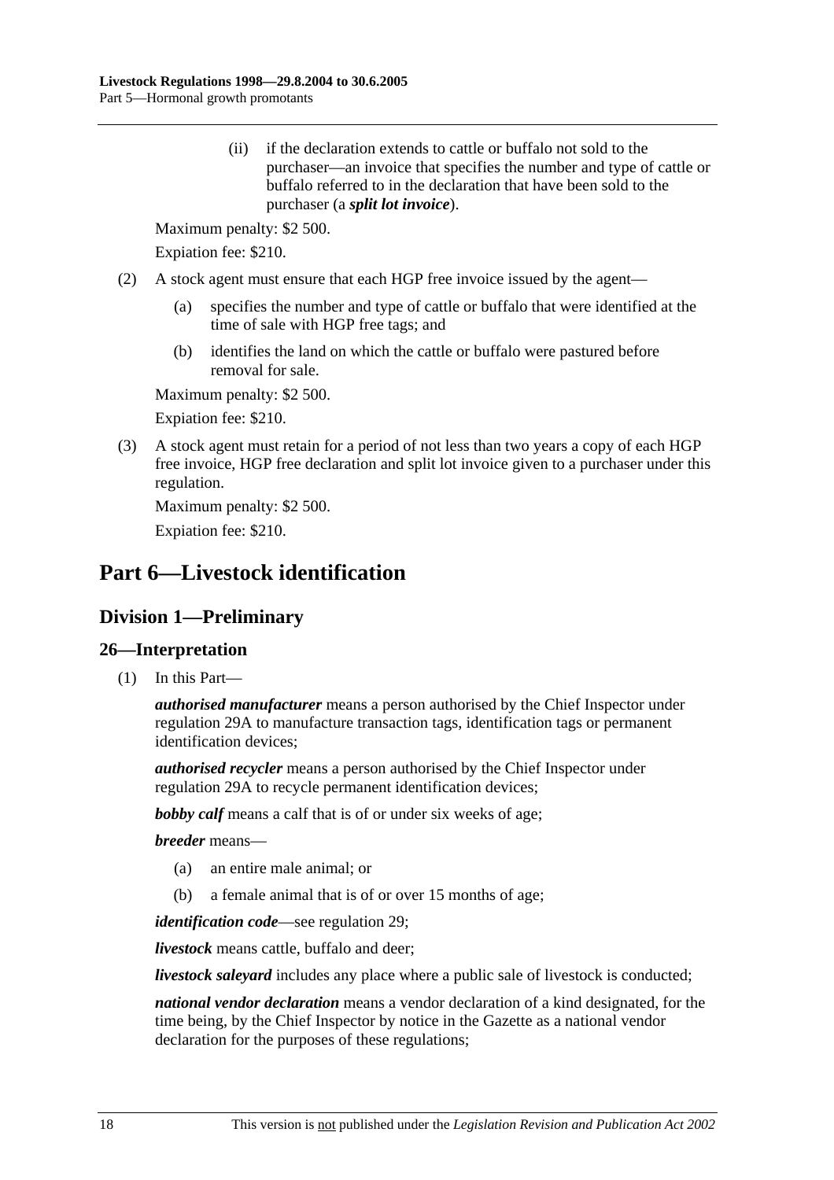(ii) if the declaration extends to cattle or buffalo not sold to the purchaser—an invoice that specifies the number and type of cattle or buffalo referred to in the declaration that have been sold to the purchaser (a ***split lot invoice***).

Maximum penalty: $2 500.

Expiation fee: $210.

(2) A stock agent must ensure that each HGP free invoice issued by the agent—

(a) specifies the number and type of cattle or buffalo that were identified at the time of sale with HGP free tags; and

(b) identifies the land on which the cattle or buffalo were pastured before removal for sale.

Maximum penalty: $2 500.

Expiation fee: $210.

(3) A stock agent must retain for a period of not less than two years a copy of each HGP free invoice, HGP free declaration and split lot invoice given to a purchaser under this regulation.

Maximum penalty: $2 500.

Expiation fee: $210.

# Part 6—Livestock identification

## Division 1—Preliminary

### 26—Interpretation

(1) In this Part—

***authorised manufacturer*** means a person authorised by the Chief Inspector under regulation 29A to manufacture transaction tags, identification tags or permanent identification devices;

***authorised recycler*** means a person authorised by the Chief Inspector under regulation 29A to recycle permanent identification devices;

***bobby calf*** means a calf that is of or under six weeks of age;

***breeder*** means—

(a) an entire male animal; or

(b) a female animal that is of or over 15 months of age;

***identification code***—see regulation 29;

***livestock*** means cattle, buffalo and deer;

***livestock saleyard*** includes any place where a public sale of livestock is conducted;

***national vendor declaration*** means a vendor declaration of a kind designated, for the time being, by the Chief Inspector by notice in the Gazette as a national vendor declaration for the purposes of these regulations;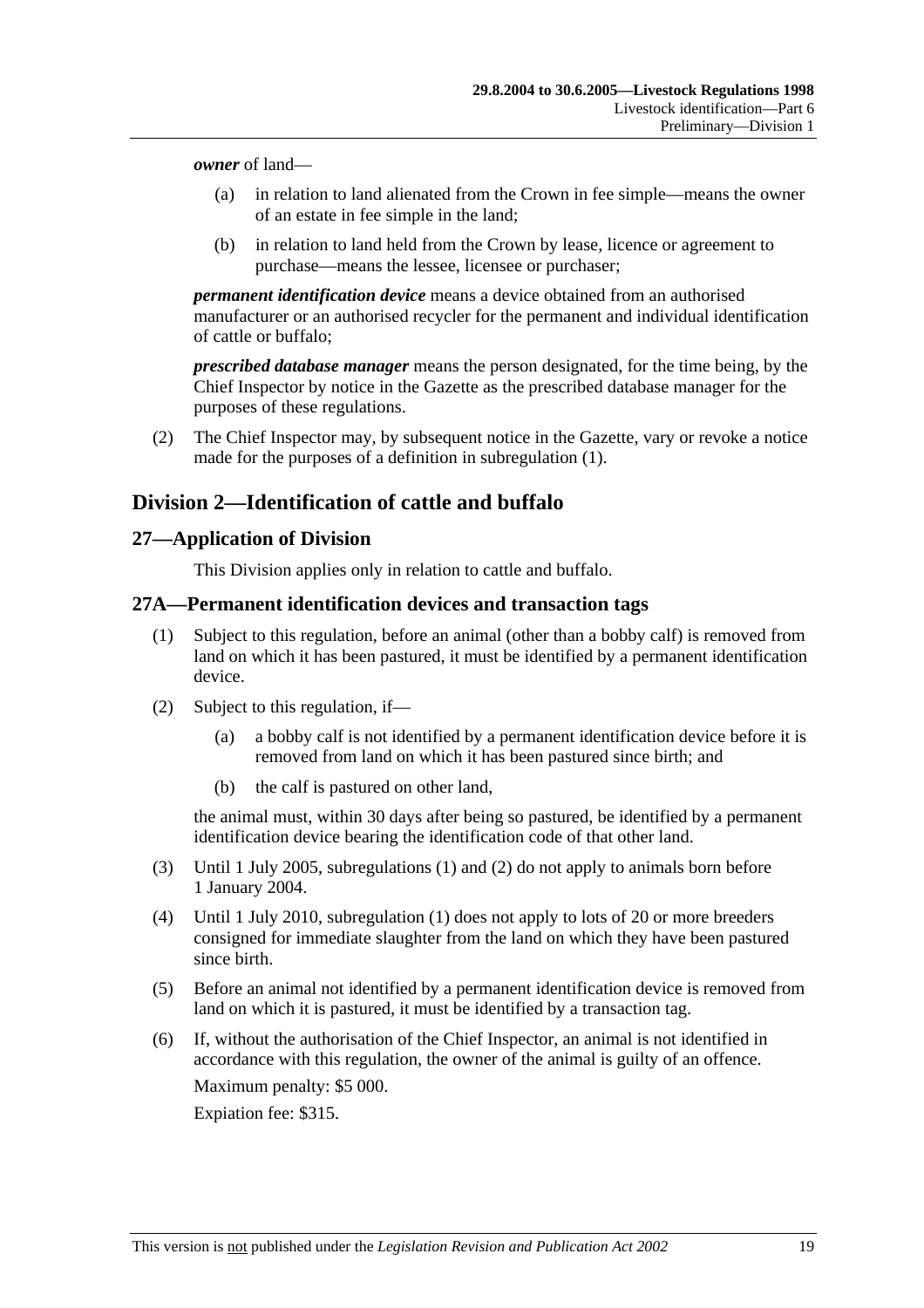***owner*** of land—

(a) in relation to land alienated from the Crown in fee simple—means the owner of an estate in fee simple in the land;

(b) in relation to land held from the Crown by lease, licence or agreement to purchase—means the lessee, licensee or purchaser;

***permanent identification device*** means a device obtained from an authorised manufacturer or an authorised recycler for the permanent and individual identification of cattle or buffalo;

***prescribed database manager*** means the person designated, for the time being, by the Chief Inspector by notice in the Gazette as the prescribed database manager for the purposes of these regulations.

(2) The Chief Inspector may, by subsequent notice in the Gazette, vary or revoke a notice made for the purposes of a definition in subregulation (1).

## Division 2—Identification of cattle and buffalo

### 27—Application of Division

This Division applies only in relation to cattle and buffalo.

### 27A—Permanent identification devices and transaction tags

(1) Subject to this regulation, before an animal (other than a bobby calf) is removed from land on which it has been pastured, it must be identified by a permanent identification device.

(2) Subject to this regulation, if—

(a) a bobby calf is not identified by a permanent identification device before it is removed from land on which it has been pastured since birth; and

(b) the calf is pastured on other land,

the animal must, within 30 days after being so pastured, be identified by a permanent identification device bearing the identification code of that other land.

(3) Until 1 July 2005, subregulations (1) and (2) do not apply to animals born before 1 January 2004.

(4) Until 1 July 2010, subregulation (1) does not apply to lots of 20 or more breeders consigned for immediate slaughter from the land on which they have been pastured since birth.

(5) Before an animal not identified by a permanent identification device is removed from land on which it is pastured, it must be identified by a transaction tag.

(6) If, without the authorisation of the Chief Inspector, an animal is not identified in accordance with this regulation, the owner of the animal is guilty of an offence.

Maximum penalty: $5 000.

Expiation fee: $315.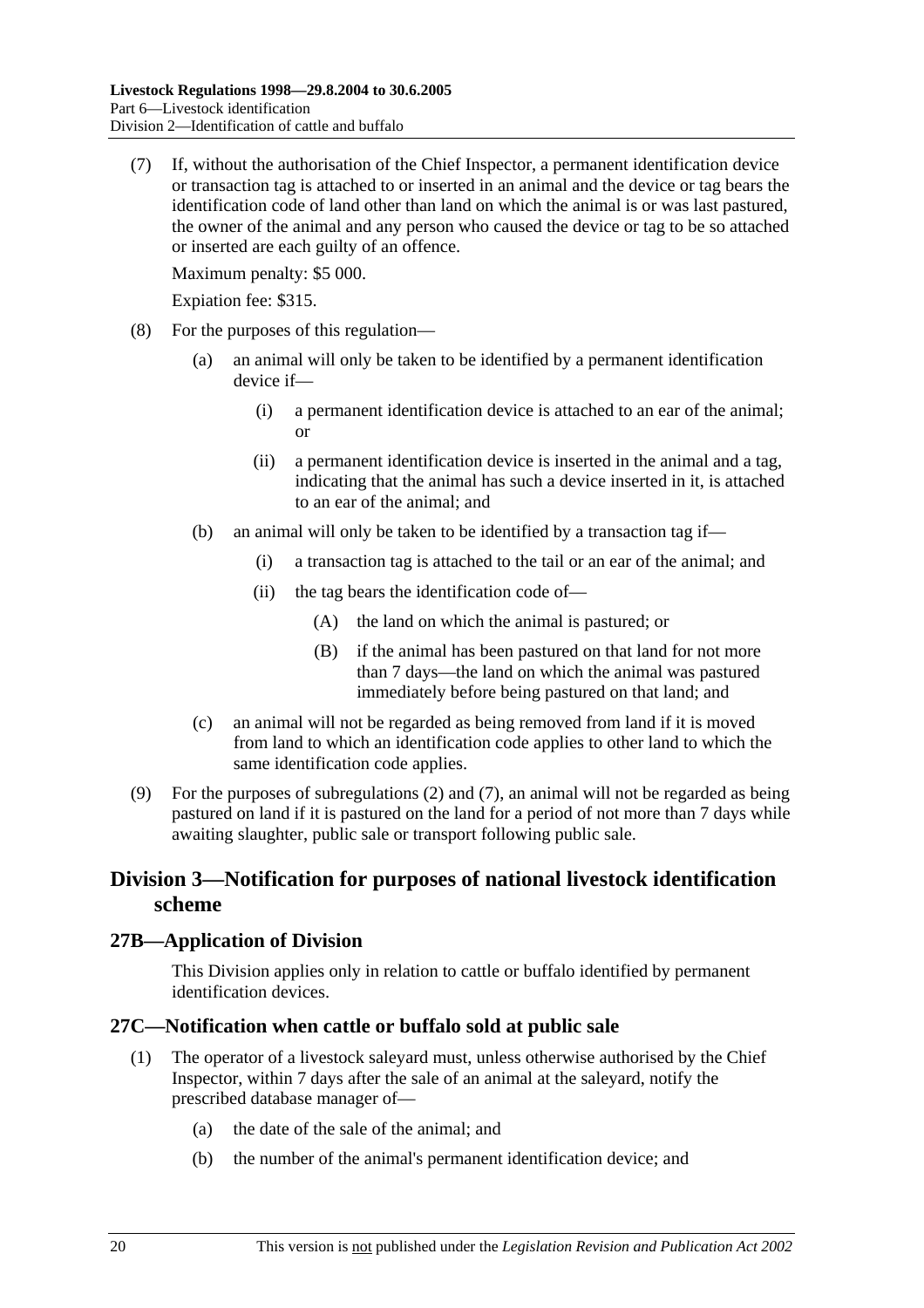(7) If, without the authorisation of the Chief Inspector, a permanent identification device or transaction tag is attached to or inserted in an animal and the device or tag bears the identification code of land other than land on which the animal is or was last pastured, the owner of the animal and any person who caused the device or tag to be so attached or inserted are each guilty of an offence.

Maximum penalty: $5 000.

Expiation fee: $315.

(8) For the purposes of this regulation—

(a) an animal will only be taken to be identified by a permanent identification device if—

(i) a permanent identification device is attached to an ear of the animal; or

(ii) a permanent identification device is inserted in the animal and a tag, indicating that the animal has such a device inserted in it, is attached to an ear of the animal; and

(b) an animal will only be taken to be identified by a transaction tag if—

(i) a transaction tag is attached to the tail or an ear of the animal; and

(ii) the tag bears the identification code of—

(A) the land on which the animal is pastured; or

(B) if the animal has been pastured on that land for not more than 7 days—the land on which the animal was pastured immediately before being pastured on that land; and

(c) an animal will not be regarded as being removed from land if it is moved from land to which an identification code applies to other land to which the same identification code applies.

(9) For the purposes of subregulations (2) and (7), an animal will not be regarded as being pastured on land if it is pastured on the land for a period of not more than 7 days while awaiting slaughter, public sale or transport following public sale.

## Division 3—Notification for purposes of national livestock identification scheme

### 27B—Application of Division

This Division applies only in relation to cattle or buffalo identified by permanent identification devices.

### 27C—Notification when cattle or buffalo sold at public sale

(1) The operator of a livestock saleyard must, unless otherwise authorised by the Chief Inspector, within 7 days after the sale of an animal at the saleyard, notify the prescribed database manager of—

(a) the date of the sale of the animal; and

(b) the number of the animal's permanent identification device; and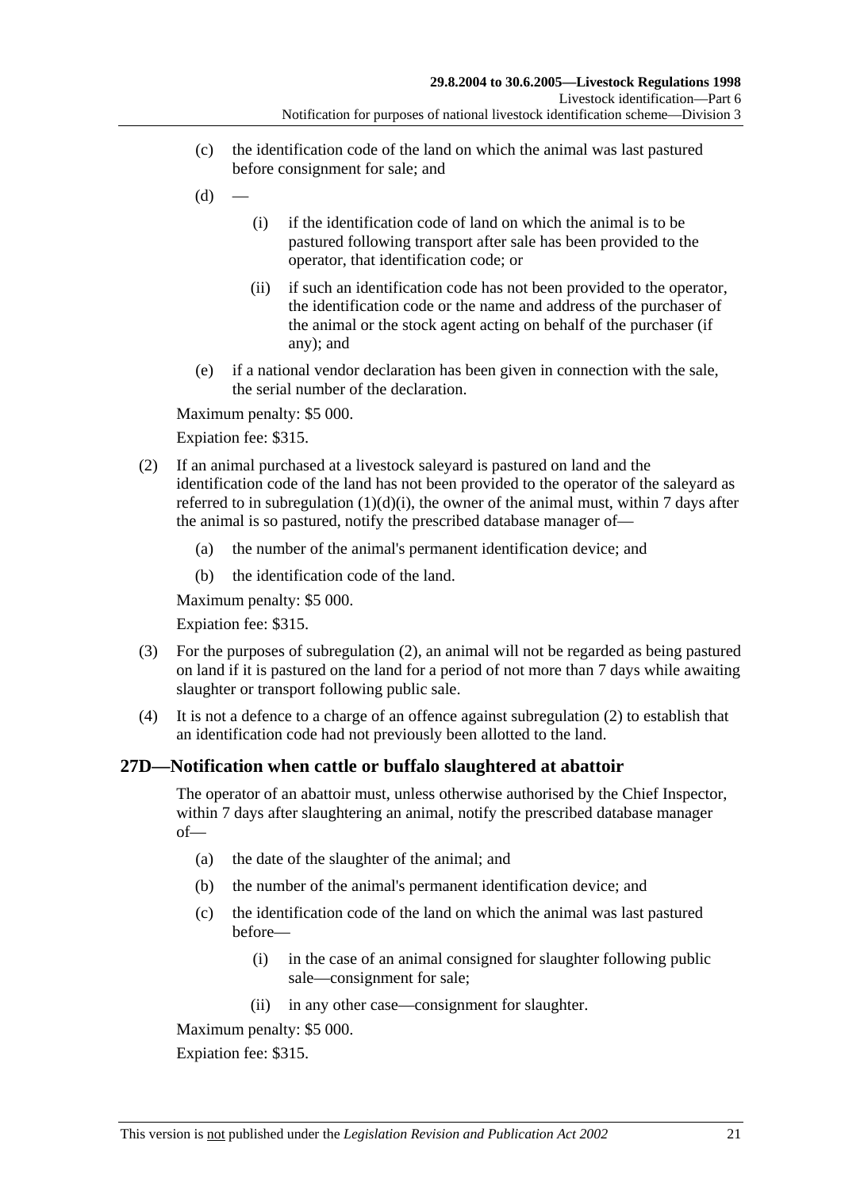(c) the identification code of the land on which the animal was last pastured before consignment for sale; and

(d) —

   (i) if the identification code of land on which the animal is to be pastured following transport after sale has been provided to the operator, that identification code; or

   (ii) if such an identification code has not been provided to the operator, the identification code or the name and address of the purchaser of the animal or the stock agent acting on behalf of the purchaser (if any); and

(e) if a national vendor declaration has been given in connection with the sale, the serial number of the declaration.

Maximum penalty: $5 000.

Expiation fee: $315.

(2) If an animal purchased at a livestock saleyard is pastured on land and the identification code of the land has not been provided to the operator of the saleyard as referred to in subregulation (1)(d)(i), the owner of the animal must, within 7 days after the animal is so pastured, notify the prescribed database manager of—

   (a) the number of the animal's permanent identification device; and

   (b) the identification code of the land.

Maximum penalty: $5 000.

Expiation fee: $315.

(3) For the purposes of subregulation (2), an animal will not be regarded as being pastured on land if it is pastured on the land for a period of not more than 7 days while awaiting slaughter or transport following public sale.

(4) It is not a defence to a charge of an offence against subregulation (2) to establish that an identification code had not previously been allotted to the land.

## 27D—Notification when cattle or buffalo slaughtered at abattoir

The operator of an abattoir must, unless otherwise authorised by the Chief Inspector, within 7 days after slaughtering an animal, notify the prescribed database manager of—

   (a) the date of the slaughter of the animal; and

   (b) the number of the animal's permanent identification device; and

   (c) the identification code of the land on which the animal was last pastured before—

      (i) in the case of an animal consigned for slaughter following public sale—consignment for sale;

      (ii) in any other case—consignment for slaughter.

Maximum penalty: $5 000.

Expiation fee: $315.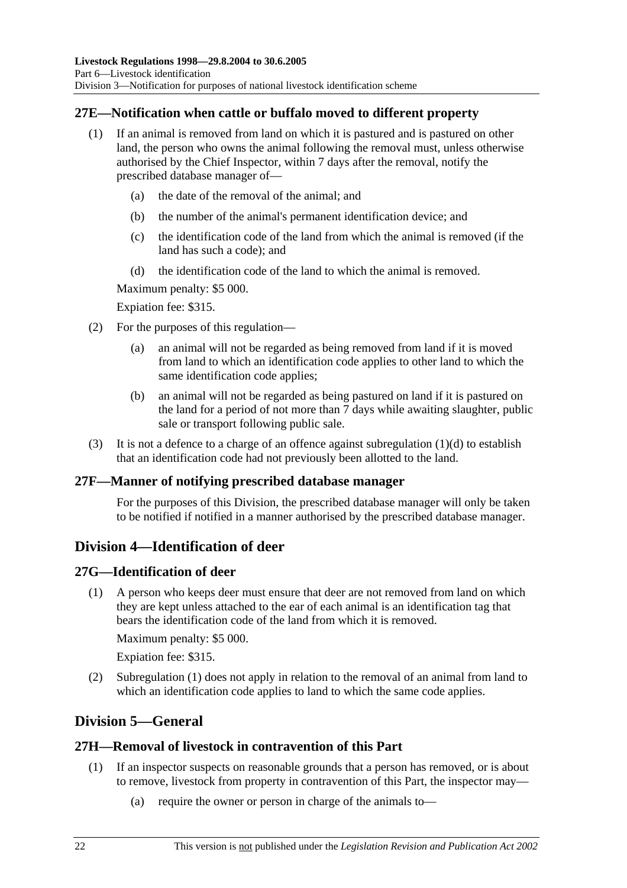### 27E—Notification when cattle or buffalo moved to different property

(1) If an animal is removed from land on which it is pastured and is pastured on other land, the person who owns the animal following the removal must, unless otherwise authorised by the Chief Inspector, within 7 days after the removal, notify the prescribed database manager of—

(a) the date of the removal of the animal; and

(b) the number of the animal's permanent identification device; and

(c) the identification code of the land from which the animal is removed (if the land has such a code); and

(d) the identification code of the land to which the animal is removed.

Maximum penalty: $5 000.

Expiation fee: $315.

(2) For the purposes of this regulation—

(a) an animal will not be regarded as being removed from land if it is moved from land to which an identification code applies to other land to which the same identification code applies;

(b) an animal will not be regarded as being pastured on land if it is pastured on the land for a period of not more than 7 days while awaiting slaughter, public sale or transport following public sale.

(3) It is not a defence to a charge of an offence against subregulation (1)(d) to establish that an identification code had not previously been allotted to the land.

### 27F—Manner of notifying prescribed database manager

For the purposes of this Division, the prescribed database manager will only be taken to be notified if notified in a manner authorised by the prescribed database manager.

## Division 4—Identification of deer

### 27G—Identification of deer

(1) A person who keeps deer must ensure that deer are not removed from land on which they are kept unless attached to the ear of each animal is an identification tag that bears the identification code of the land from which it is removed.

Maximum penalty: $5 000.

Expiation fee: $315.

(2) Subregulation (1) does not apply in relation to the removal of an animal from land to which an identification code applies to land to which the same code applies.

## Division 5—General

### 27H—Removal of livestock in contravention of this Part

(1) If an inspector suspects on reasonable grounds that a person has removed, or is about to remove, livestock from property in contravention of this Part, the inspector may—

(a) require the owner or person in charge of the animals to—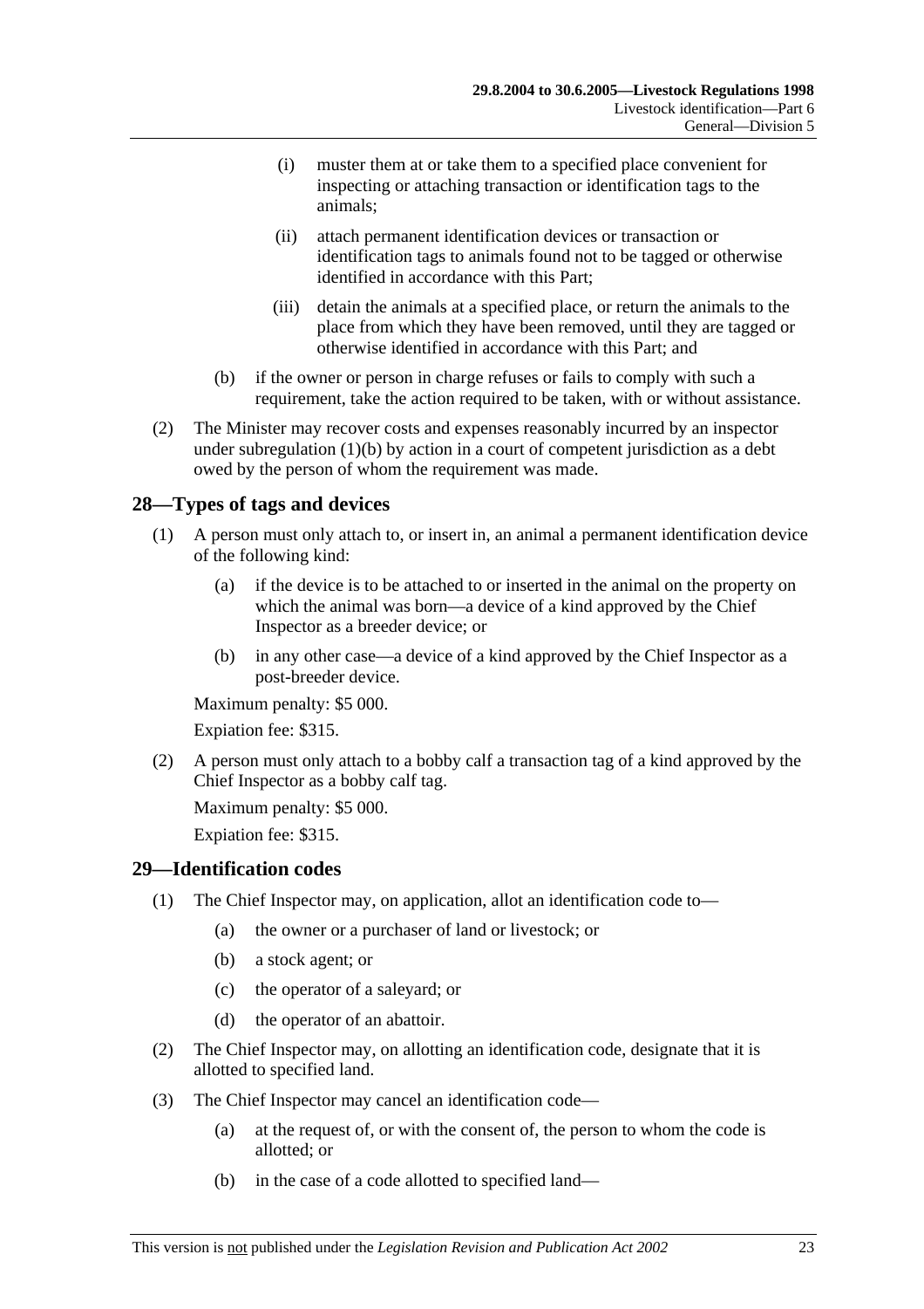(i) muster them at or take them to a specified place convenient for inspecting or attaching transaction or identification tags to the animals;

(ii) attach permanent identification devices or transaction or identification tags to animals found not to be tagged or otherwise identified in accordance with this Part;

(iii) detain the animals at a specified place, or return the animals to the place from which they have been removed, until they are tagged or otherwise identified in accordance with this Part; and

(b) if the owner or person in charge refuses or fails to comply with such a requirement, take the action required to be taken, with or without assistance.

(2) The Minister may recover costs and expenses reasonably incurred by an inspector under subregulation (1)(b) by action in a court of competent jurisdiction as a debt owed by the person of whom the requirement was made.

## 28—Types of tags and devices

(1) A person must only attach to, or insert in, an animal a permanent identification device of the following kind:

(a) if the device is to be attached to or inserted in the animal on the property on which the animal was born—a device of a kind approved by the Chief Inspector as a breeder device; or

(b) in any other case—a device of a kind approved by the Chief Inspector as a post-breeder device.

Maximum penalty: $5 000.

Expiation fee: $315.

(2) A person must only attach to a bobby calf a transaction tag of a kind approved by the Chief Inspector as a bobby calf tag.

Maximum penalty: $5 000.

Expiation fee: $315.

## 29—Identification codes

(1) The Chief Inspector may, on application, allot an identification code to—

(a) the owner or a purchaser of land or livestock; or

(b) a stock agent; or

(c) the operator of a saleyard; or

(d) the operator of an abattoir.

(2) The Chief Inspector may, on allotting an identification code, designate that it is allotted to specified land.

(3) The Chief Inspector may cancel an identification code—

(a) at the request of, or with the consent of, the person to whom the code is allotted; or

(b) in the case of a code allotted to specified land—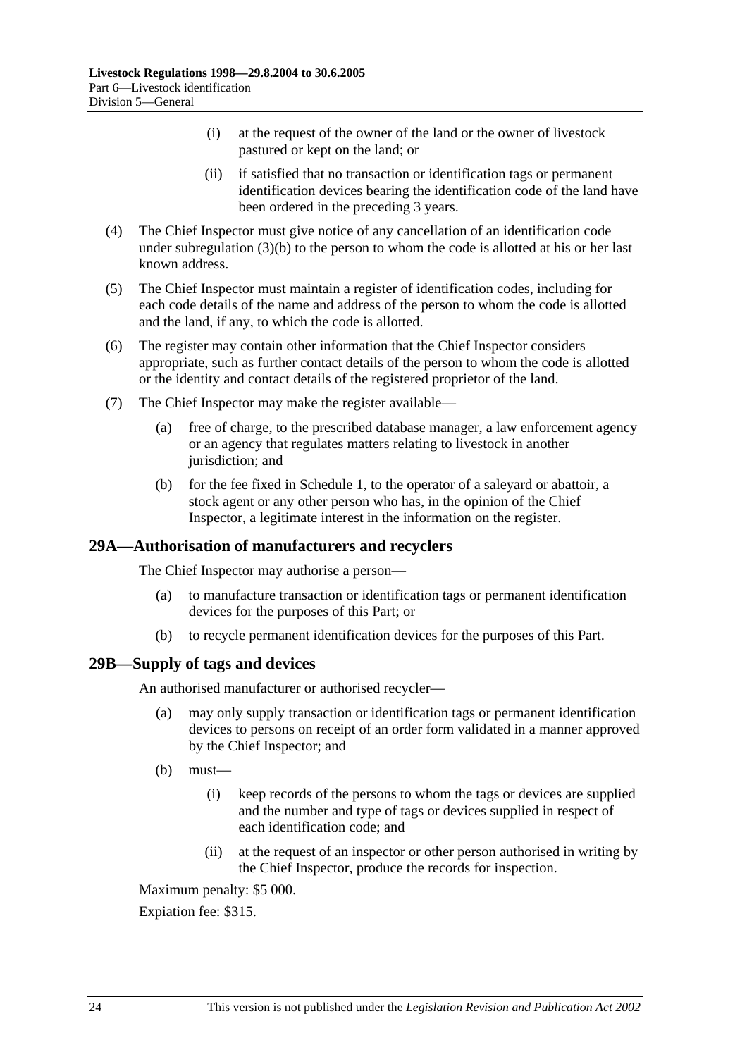(i) at the request of the owner of the land or the owner of livestock pastured or kept on the land; or

(ii) if satisfied that no transaction or identification tags or permanent identification devices bearing the identification code of the land have been ordered in the preceding 3 years.

(4) The Chief Inspector must give notice of any cancellation of an identification code under subregulation (3)(b) to the person to whom the code is allotted at his or her last known address.

(5) The Chief Inspector must maintain a register of identification codes, including for each code details of the name and address of the person to whom the code is allotted and the land, if any, to which the code is allotted.

(6) The register may contain other information that the Chief Inspector considers appropriate, such as further contact details of the person to whom the code is allotted or the identity and contact details of the registered proprietor of the land.

(7) The Chief Inspector may make the register available—

(a) free of charge, to the prescribed database manager, a law enforcement agency or an agency that regulates matters relating to livestock in another jurisdiction; and

(b) for the fee fixed in Schedule 1, to the operator of a saleyard or abattoir, a stock agent or any other person who has, in the opinion of the Chief Inspector, a legitimate interest in the information on the register.

## 29A—Authorisation of manufacturers and recyclers

The Chief Inspector may authorise a person—

(a) to manufacture transaction or identification tags or permanent identification devices for the purposes of this Part; or

(b) to recycle permanent identification devices for the purposes of this Part.

## 29B—Supply of tags and devices

An authorised manufacturer or authorised recycler—

(a) may only supply transaction or identification tags or permanent identification devices to persons on receipt of an order form validated in a manner approved by the Chief Inspector; and

(b) must—

(i) keep records of the persons to whom the tags or devices are supplied and the number and type of tags or devices supplied in respect of each identification code; and

(ii) at the request of an inspector or other person authorised in writing by the Chief Inspector, produce the records for inspection.

Maximum penalty: $5 000.

Expiation fee: $315.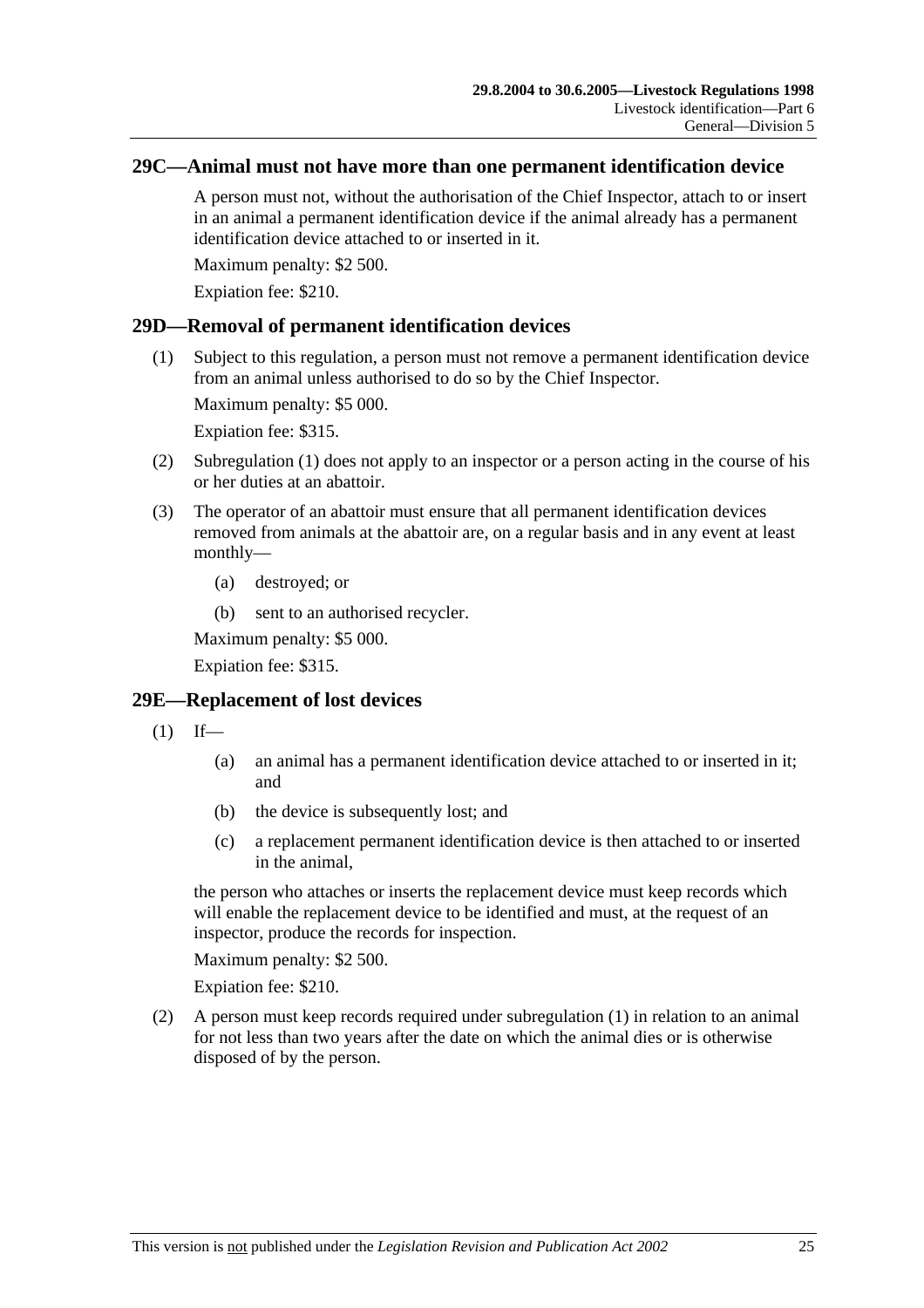## 29C—Animal must not have more than one permanent identification device

A person must not, without the authorisation of the Chief Inspector, attach to or insert in an animal a permanent identification device if the animal already has a permanent identification device attached to or inserted in it.

Maximum penalty: $2 500.

Expiation fee: $210.

## 29D—Removal of permanent identification devices

(1) Subject to this regulation, a person must not remove a permanent identification device from an animal unless authorised to do so by the Chief Inspector.

Maximum penalty: $5 000.

Expiation fee: $315.

(2) Subregulation (1) does not apply to an inspector or a person acting in the course of his or her duties at an abattoir.

(3) The operator of an abattoir must ensure that all permanent identification devices removed from animals at the abattoir are, on a regular basis and in any event at least monthly—

- (a) destroyed; or
- (b) sent to an authorised recycler.

Maximum penalty: $5 000.

Expiation fee: $315.

## 29E—Replacement of lost devices

(1) If—

- (a) an animal has a permanent identification device attached to or inserted in it; and
- (b) the device is subsequently lost; and
- (c) a replacement permanent identification device is then attached to or inserted in the animal,

the person who attaches or inserts the replacement device must keep records which will enable the replacement device to be identified and must, at the request of an inspector, produce the records for inspection.

Maximum penalty: $2 500.

Expiation fee: $210.

(2) A person must keep records required under subregulation (1) in relation to an animal for not less than two years after the date on which the animal dies or is otherwise disposed of by the person.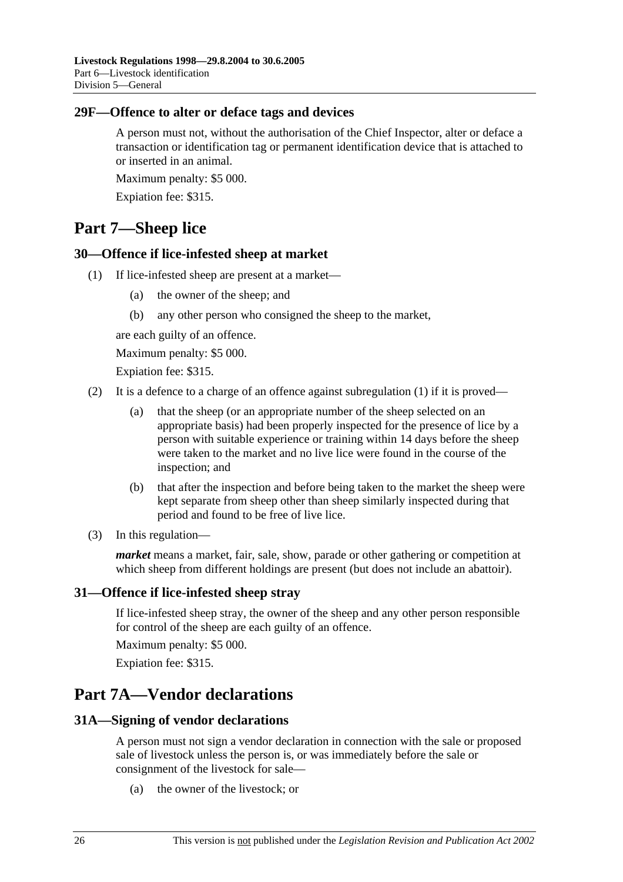### 29F—Offence to alter or deface tags and devices

A person must not, without the authorisation of the Chief Inspector, alter or deface a transaction or identification tag or permanent identification device that is attached to or inserted in an animal.

Maximum penalty: $5 000.

Expiation fee: $315.

## Part 7—Sheep lice

### 30—Offence if lice-infested sheep at market

(1) If lice-infested sheep are present at a market—

(a) the owner of the sheep; and

(b) any other person who consigned the sheep to the market,

are each guilty of an offence.

Maximum penalty: $5 000.

Expiation fee: $315.

(2) It is a defence to a charge of an offence against subregulation (1) if it is proved—

(a) that the sheep (or an appropriate number of the sheep selected on an appropriate basis) had been properly inspected for the presence of lice by a person with suitable experience or training within 14 days before the sheep were taken to the market and no live lice were found in the course of the inspection; and

(b) that after the inspection and before being taken to the market the sheep were kept separate from sheep other than sheep similarly inspected during that period and found to be free of live lice.

(3) In this regulation—

***market*** means a market, fair, sale, show, parade or other gathering or competition at which sheep from different holdings are present (but does not include an abattoir).

### 31—Offence if lice-infested sheep stray

If lice-infested sheep stray, the owner of the sheep and any other person responsible for control of the sheep are each guilty of an offence.

Maximum penalty: $5 000.

Expiation fee: $315.

## Part 7A—Vendor declarations

### 31A—Signing of vendor declarations

A person must not sign a vendor declaration in connection with the sale or proposed sale of livestock unless the person is, or was immediately before the sale or consignment of the livestock for sale—

(a) the owner of the livestock; or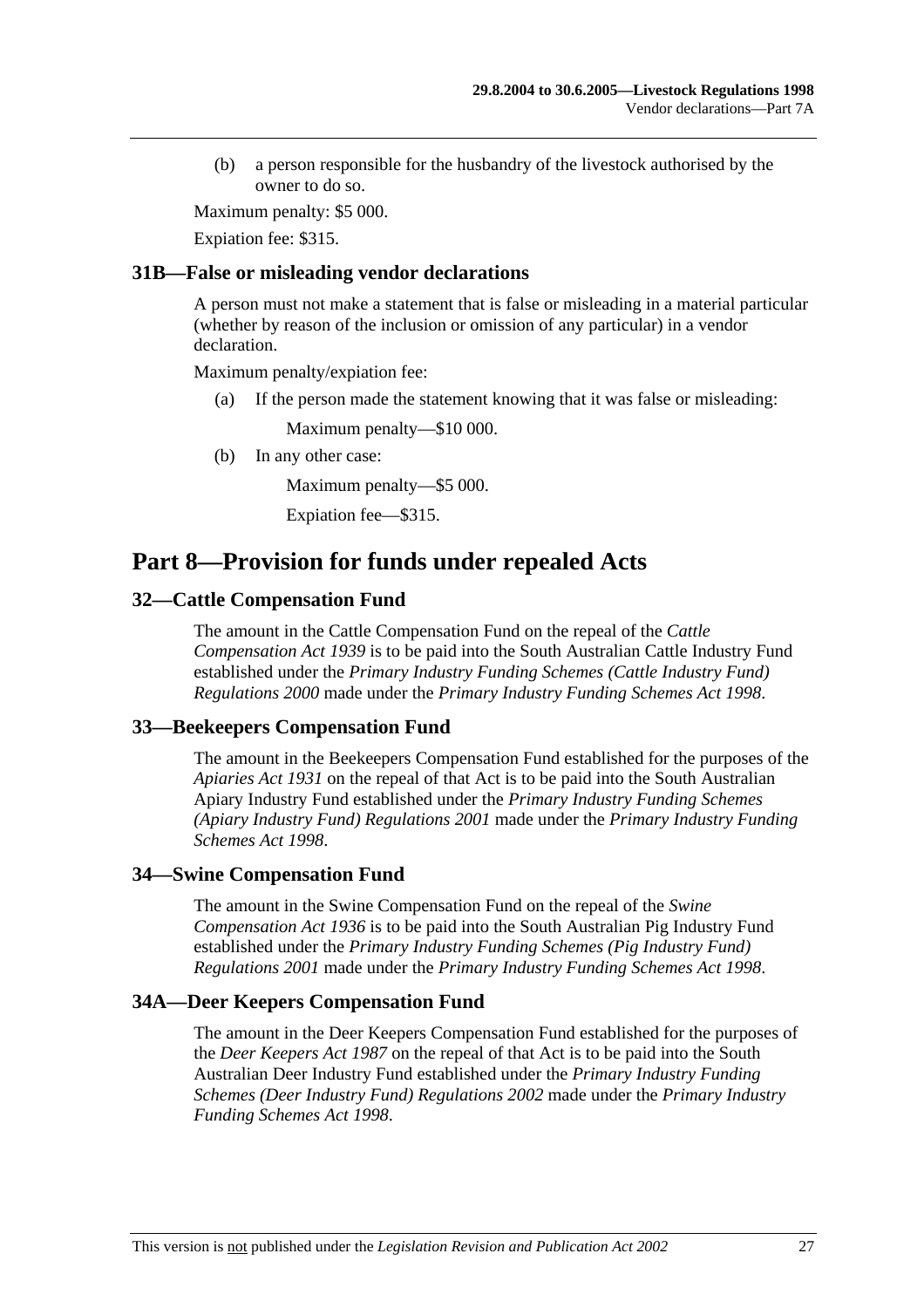(b) a person responsible for the husbandry of the livestock authorised by the owner to do so.

Maximum penalty: $5 000.

Expiation fee: $315.

### 31B—False or misleading vendor declarations

A person must not make a statement that is false or misleading in a material particular (whether by reason of the inclusion or omission of any particular) in a vendor declaration.

Maximum penalty/expiation fee:

(a) If the person made the statement knowing that it was false or misleading:

Maximum penalty—$10 000.

(b) In any other case:

Maximum penalty—$5 000.

Expiation fee—$315.

## Part 8—Provision for funds under repealed Acts

### 32—Cattle Compensation Fund

The amount in the Cattle Compensation Fund on the repeal of the *Cattle Compensation Act 1939* is to be paid into the South Australian Cattle Industry Fund established under the *Primary Industry Funding Schemes (Cattle Industry Fund) Regulations 2000* made under the *Primary Industry Funding Schemes Act 1998*.

### 33—Beekeepers Compensation Fund

The amount in the Beekeepers Compensation Fund established for the purposes of the *Apiaries Act 1931* on the repeal of that Act is to be paid into the South Australian Apiary Industry Fund established under the *Primary Industry Funding Schemes (Apiary Industry Fund) Regulations 2001* made under the *Primary Industry Funding Schemes Act 1998*.

### 34—Swine Compensation Fund

The amount in the Swine Compensation Fund on the repeal of the *Swine Compensation Act 1936* is to be paid into the South Australian Pig Industry Fund established under the *Primary Industry Funding Schemes (Pig Industry Fund) Regulations 2001* made under the *Primary Industry Funding Schemes Act 1998*.

### 34A—Deer Keepers Compensation Fund

The amount in the Deer Keepers Compensation Fund established for the purposes of the *Deer Keepers Act 1987* on the repeal of that Act is to be paid into the South Australian Deer Industry Fund established under the *Primary Industry Funding Schemes (Deer Industry Fund) Regulations 2002* made under the *Primary Industry Funding Schemes Act 1998*.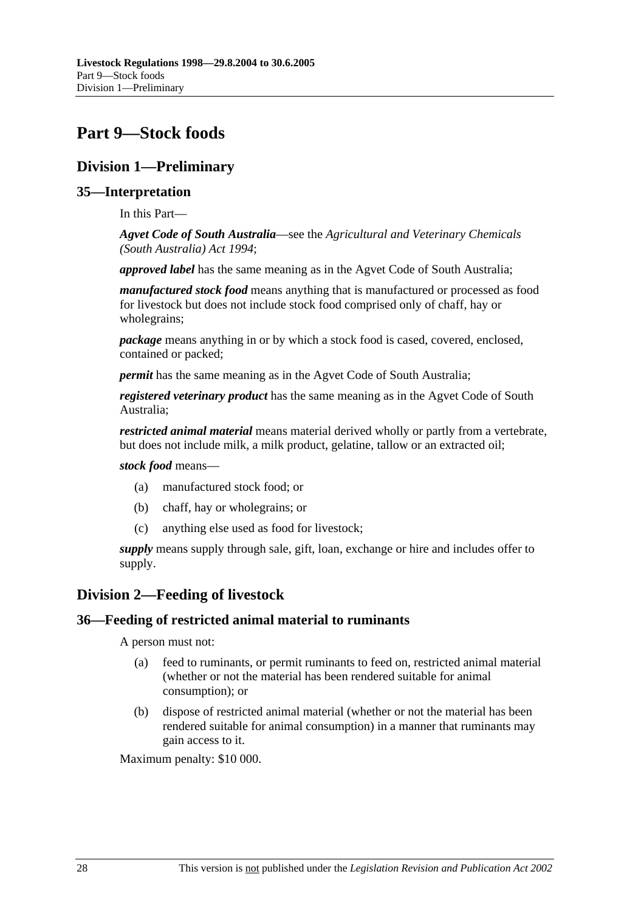# Part 9—Stock foods

## Division 1—Preliminary

### 35—Interpretation

In this Part—

***Agvet Code of South Australia***—see the *Agricultural and Veterinary Chemicals (South Australia) Act 1994*;

***approved label*** has the same meaning as in the Agvet Code of South Australia;

***manufactured stock food*** means anything that is manufactured or processed as food for livestock but does not include stock food comprised only of chaff, hay or wholegrains;

***package*** means anything in or by which a stock food is cased, covered, enclosed, contained or packed;

***permit*** has the same meaning as in the Agvet Code of South Australia;

***registered veterinary product*** has the same meaning as in the Agvet Code of South Australia;

***restricted animal material*** means material derived wholly or partly from a vertebrate, but does not include milk, a milk product, gelatine, tallow or an extracted oil;

***stock food*** means—

- (a) manufactured stock food; or
- (b) chaff, hay or wholegrains; or
- (c) anything else used as food for livestock;

***supply*** means supply through sale, gift, loan, exchange or hire and includes offer to supply.

## Division 2—Feeding of livestock

### 36—Feeding of restricted animal material to ruminants

A person must not:

- (a) feed to ruminants, or permit ruminants to feed on, restricted animal material (whether or not the material has been rendered suitable for animal consumption); or
- (b) dispose of restricted animal material (whether or not the material has been rendered suitable for animal consumption) in a manner that ruminants may gain access to it.

Maximum penalty: $10 000.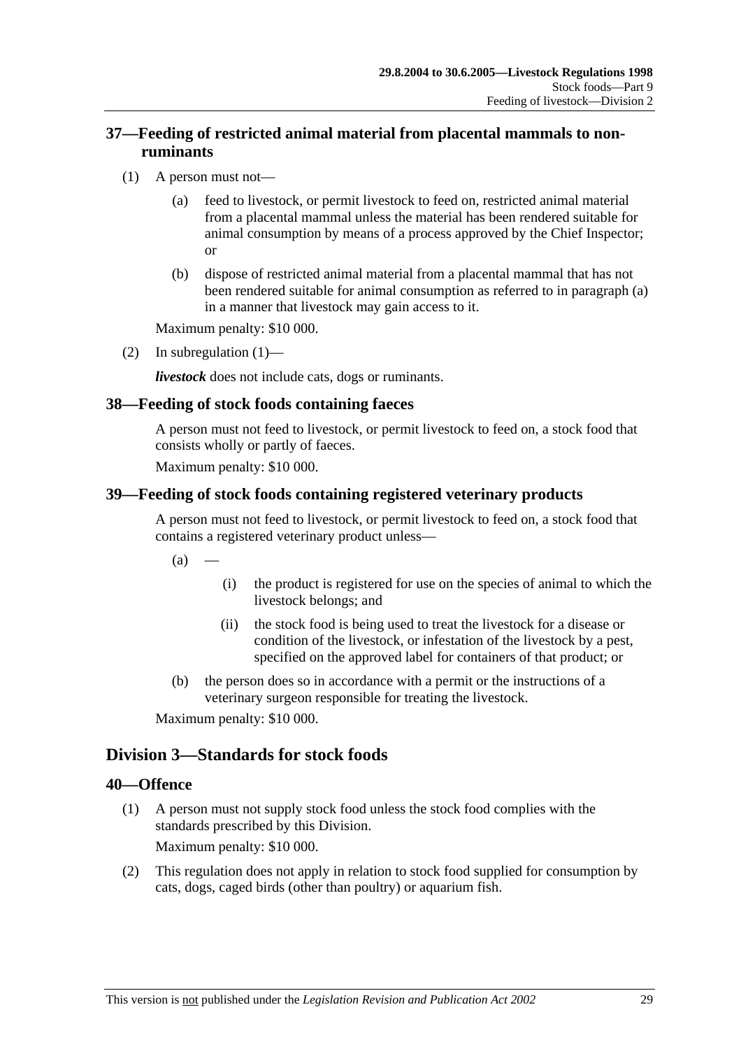## 37—Feeding of restricted animal material from placental mammals to non-ruminants

(1) A person must not—

(a) feed to livestock, or permit livestock to feed on, restricted animal material from a placental mammal unless the material has been rendered suitable for animal consumption by means of a process approved by the Chief Inspector; or

(b) dispose of restricted animal material from a placental mammal that has not been rendered suitable for animal consumption as referred to in paragraph (a) in a manner that livestock may gain access to it.

Maximum penalty: $10 000.

(2) In subregulation (1)—

***livestock*** does not include cats, dogs or ruminants.

## 38—Feeding of stock foods containing faeces

A person must not feed to livestock, or permit livestock to feed on, a stock food that consists wholly or partly of faeces.

Maximum penalty: $10 000.

## 39—Feeding of stock foods containing registered veterinary products

A person must not feed to livestock, or permit livestock to feed on, a stock food that contains a registered veterinary product unless—

(a) —

(i) the product is registered for use on the species of animal to which the livestock belongs; and

(ii) the stock food is being used to treat the livestock for a disease or condition of the livestock, or infestation of the livestock by a pest, specified on the approved label for containers of that product; or

(b) the person does so in accordance with a permit or the instructions of a veterinary surgeon responsible for treating the livestock.

Maximum penalty: $10 000.

# Division 3—Standards for stock foods

## 40—Offence

(1) A person must not supply stock food unless the stock food complies with the standards prescribed by this Division.

Maximum penalty: $10 000.

(2) This regulation does not apply in relation to stock food supplied for consumption by cats, dogs, caged birds (other than poultry) or aquarium fish.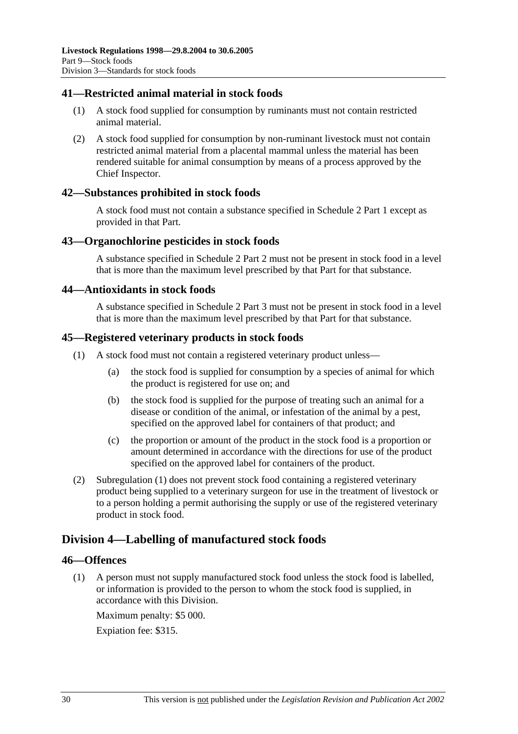### 41—Restricted animal material in stock foods

(1) A stock food supplied for consumption by ruminants must not contain restricted animal material.

(2) A stock food supplied for consumption by non-ruminant livestock must not contain restricted animal material from a placental mammal unless the material has been rendered suitable for animal consumption by means of a process approved by the Chief Inspector.

### 42—Substances prohibited in stock foods

A stock food must not contain a substance specified in Schedule 2 Part 1 except as provided in that Part.

### 43—Organochlorine pesticides in stock foods

A substance specified in Schedule 2 Part 2 must not be present in stock food in a level that is more than the maximum level prescribed by that Part for that substance.

### 44—Antioxidants in stock foods

A substance specified in Schedule 2 Part 3 must not be present in stock food in a level that is more than the maximum level prescribed by that Part for that substance.

### 45—Registered veterinary products in stock foods

(1) A stock food must not contain a registered veterinary product unless—

(a) the stock food is supplied for consumption by a species of animal for which the product is registered for use on; and

(b) the stock food is supplied for the purpose of treating such an animal for a disease or condition of the animal, or infestation of the animal by a pest, specified on the approved label for containers of that product; and

(c) the proportion or amount of the product in the stock food is a proportion or amount determined in accordance with the directions for use of the product specified on the approved label for containers of the product.

(2) Subregulation (1) does not prevent stock food containing a registered veterinary product being supplied to a veterinary surgeon for use in the treatment of livestock or to a person holding a permit authorising the supply or use of the registered veterinary product in stock food.

## Division 4—Labelling of manufactured stock foods

### 46—Offences

(1) A person must not supply manufactured stock food unless the stock food is labelled, or information is provided to the person to whom the stock food is supplied, in accordance with this Division.

Maximum penalty: $5 000.

Expiation fee: $315.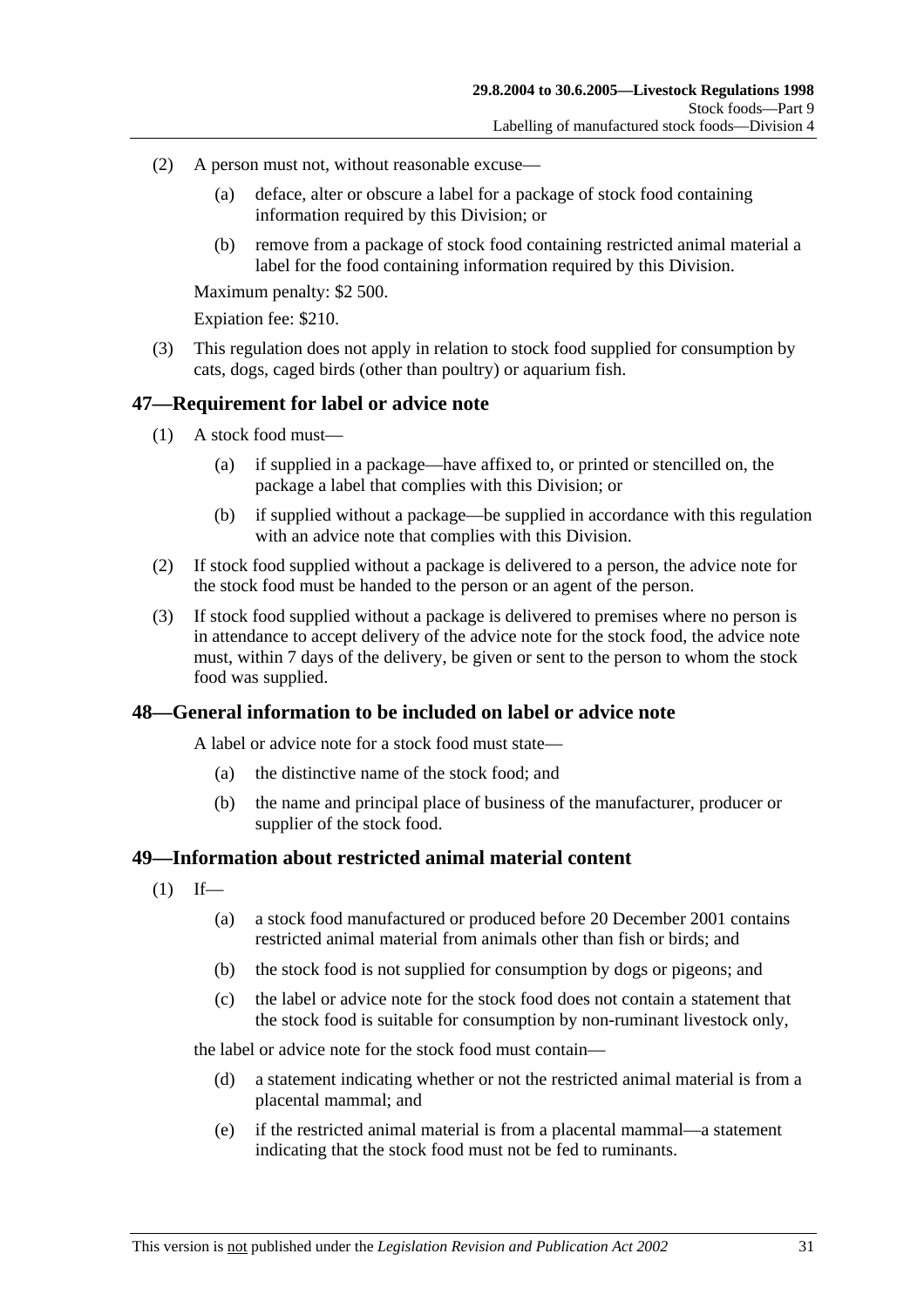(2) A person must not, without reasonable excuse—

(a) deface, alter or obscure a label for a package of stock food containing information required by this Division; or

(b) remove from a package of stock food containing restricted animal material a label for the food containing information required by this Division.

Maximum penalty: $2 500.

Expiation fee: $210.

(3) This regulation does not apply in relation to stock food supplied for consumption by cats, dogs, caged birds (other than poultry) or aquarium fish.

## 47—Requirement for label or advice note

(1) A stock food must—

(a) if supplied in a package—have affixed to, or printed or stencilled on, the package a label that complies with this Division; or

(b) if supplied without a package—be supplied in accordance with this regulation with an advice note that complies with this Division.

(2) If stock food supplied without a package is delivered to a person, the advice note for the stock food must be handed to the person or an agent of the person.

(3) If stock food supplied without a package is delivered to premises where no person is in attendance to accept delivery of the advice note for the stock food, the advice note must, within 7 days of the delivery, be given or sent to the person to whom the stock food was supplied.

## 48—General information to be included on label or advice note

A label or advice note for a stock food must state—

(a) the distinctive name of the stock food; and

(b) the name and principal place of business of the manufacturer, producer or supplier of the stock food.

## 49—Information about restricted animal material content

(1) If—

(a) a stock food manufactured or produced before 20 December 2001 contains restricted animal material from animals other than fish or birds; and

(b) the stock food is not supplied for consumption by dogs or pigeons; and

(c) the label or advice note for the stock food does not contain a statement that the stock food is suitable for consumption by non-ruminant livestock only,

the label or advice note for the stock food must contain—

(d) a statement indicating whether or not the restricted animal material is from a placental mammal; and

(e) if the restricted animal material is from a placental mammal—a statement indicating that the stock food must not be fed to ruminants.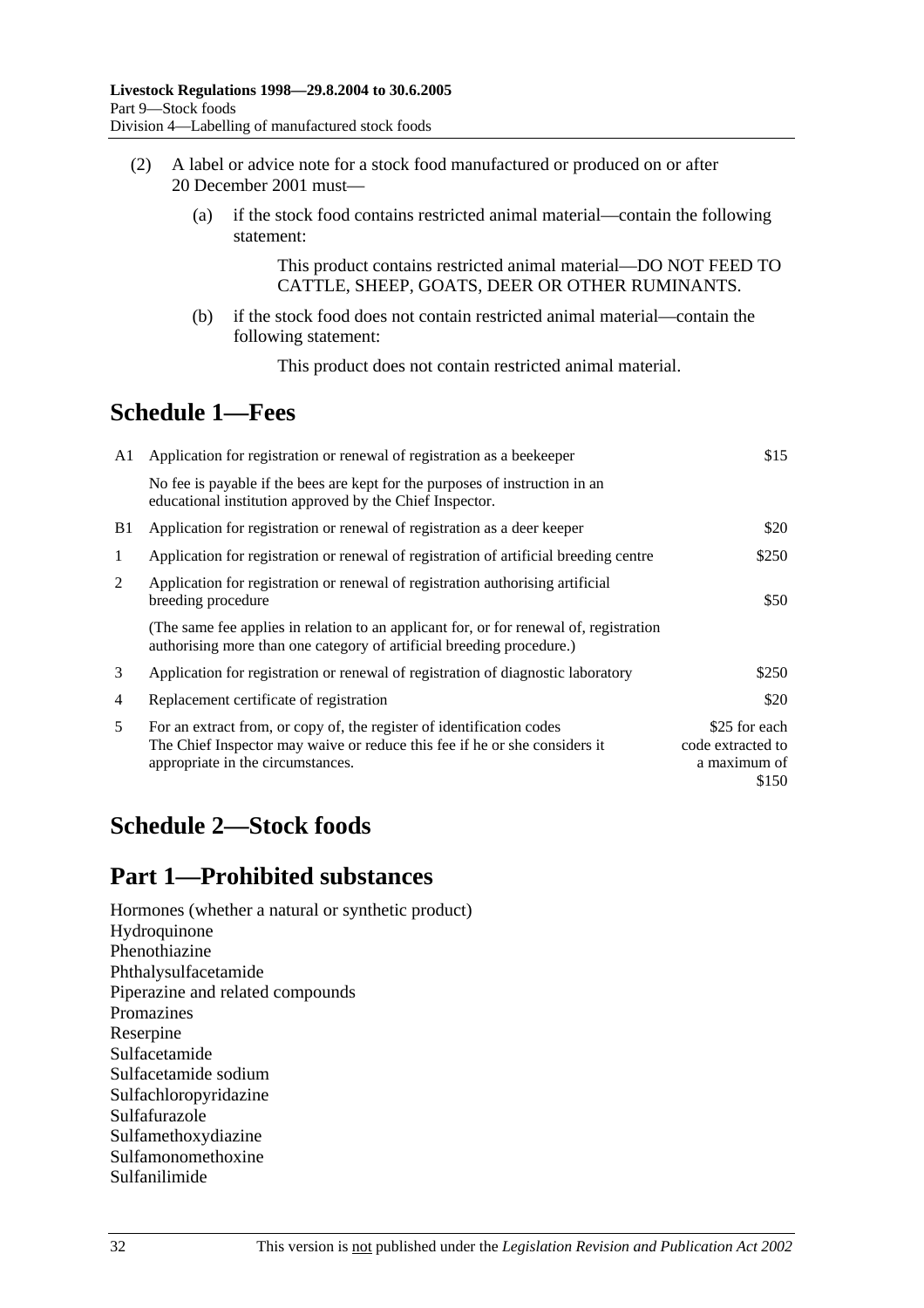(2) A label or advice note for a stock food manufactured or produced on or after 20 December 2001 must—

(a) if the stock food contains restricted animal material—contain the following statement:

This product contains restricted animal material—DO NOT FEED TO CATTLE, SHEEP, GOATS, DEER OR OTHER RUMINANTS.

(b) if the stock food does not contain restricted animal material—contain the following statement:

This product does not contain restricted animal material.

# Schedule 1—Fees

| | | |
|---|---|---|
| A1 | Application for registration or renewal of registration as a beekeeper | $15 |
| | No fee is payable if the bees are kept for the purposes of instruction in an educational institution approved by the Chief Inspector. | |
| B1 | Application for registration or renewal of registration as a deer keeper | $20 |
| 1 | Application for registration or renewal of registration of artificial breeding centre | $250 |
| 2 | Application for registration or renewal of registration authorising artificial breeding procedure | $50 |
| | (The same fee applies in relation to an applicant for, or for renewal of, registration authorising more than one category of artificial breeding procedure.) | |
| 3 | Application for registration or renewal of registration of diagnostic laboratory | $250 |
| 4 | Replacement certificate of registration | $20 |
| 5 | For an extract from, or copy of, the register of identification codes The Chief Inspector may waive or reduce this fee if he or she considers it appropriate in the circumstances. | $25 for each code extracted to a maximum of $150 |

# Schedule 2—Stock foods

# Part 1—Prohibited substances

Hormones (whether a natural or synthetic product)
Hydroquinone
Phenothiazine
Phthalysulfacetamide
Piperazine and related compounds
Promazines
Reserpine
Sulfacetamide
Sulfacetamide sodium
Sulfachloropyridazine
Sulfafurazole
Sulfamethoxydiazine
Sulfamonomethoxine
Sulfanilimide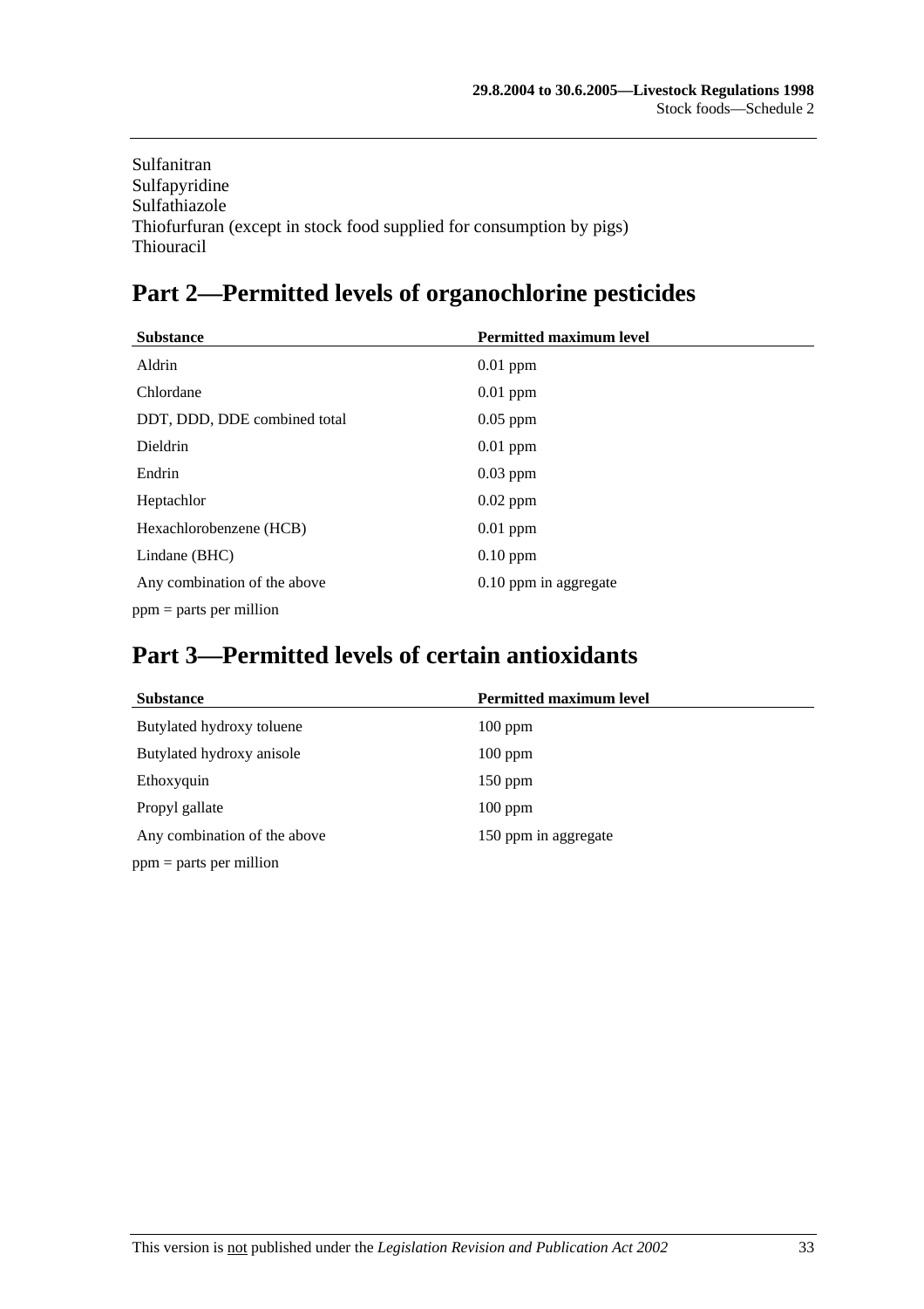Sulfanitran
Sulfapyridine
Sulfathiazole
Thiofurfuran (except in stock food supplied for consumption by pigs)
Thiouracil

## Part 2—Permitted levels of organochlorine pesticides

| Substance | Permitted maximum level |
|---|---|
| Aldrin | 0.01 ppm |
| Chlordane | 0.01 ppm |
| DDT, DDD, DDE combined total | 0.05 ppm |
| Dieldrin | 0.01 ppm |
| Endrin | 0.03 ppm |
| Heptachlor | 0.02 ppm |
| Hexachlorobenzene (HCB) | 0.01 ppm |
| Lindane (BHC) | 0.10 ppm |
| Any combination of the above | 0.10 ppm in aggregate |

ppm = parts per million

## Part 3—Permitted levels of certain antioxidants

| Substance | Permitted maximum level |
|---|---|
| Butylated hydroxy toluene | 100 ppm |
| Butylated hydroxy anisole | 100 ppm |
| Ethoxyquin | 150 ppm |
| Propyl gallate | 100 ppm |
| Any combination of the above | 150 ppm in aggregate |

ppm = parts per million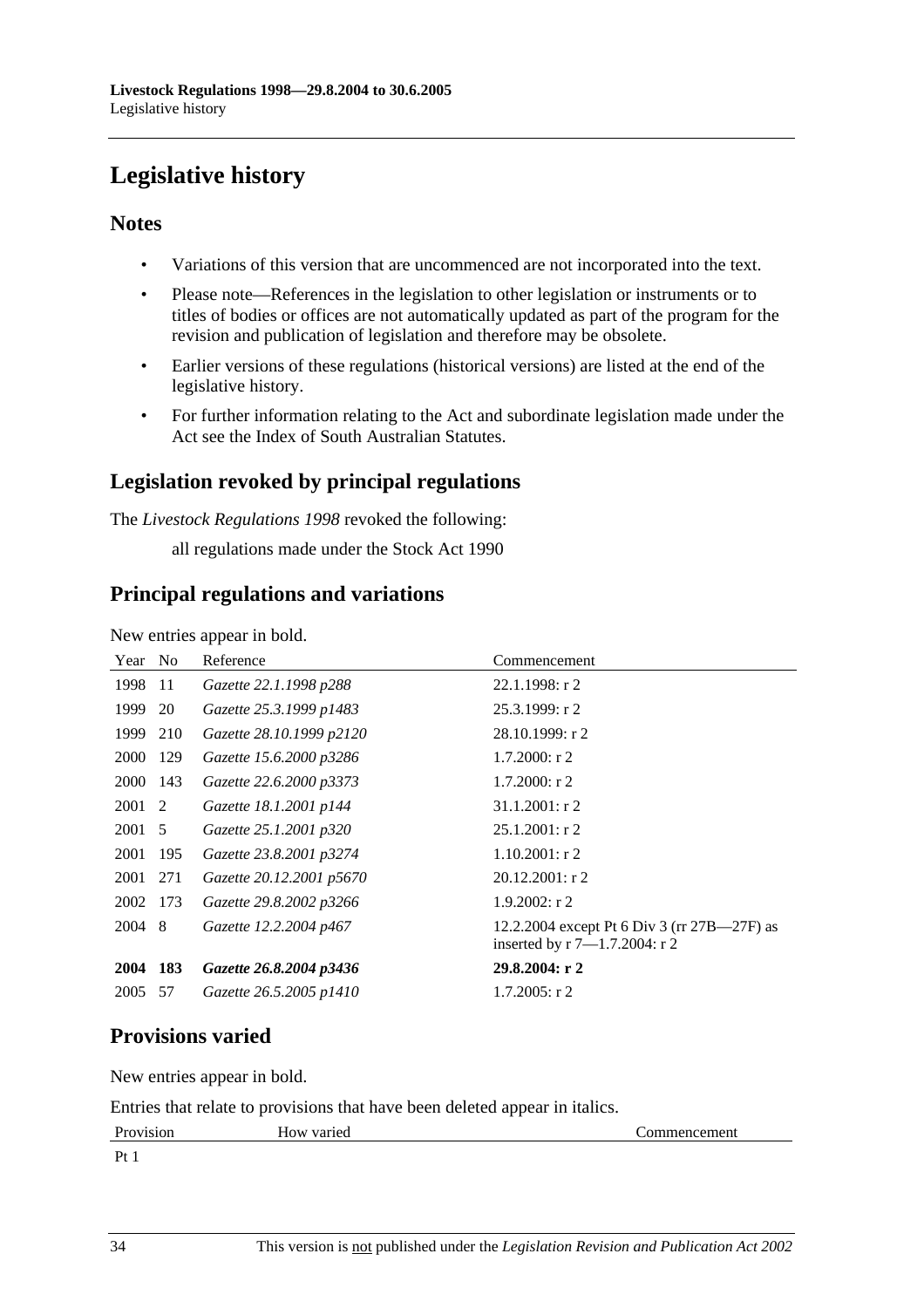# Legislative history

## Notes

- Variations of this version that are uncommenced are not incorporated into the text.
- Please note—References in the legislation to other legislation or instruments or to titles of bodies or offices are not automatically updated as part of the program for the revision and publication of legislation and therefore may be obsolete.
- Earlier versions of these regulations (historical versions) are listed at the end of the legislative history.
- For further information relating to the Act and subordinate legislation made under the Act see the Index of South Australian Statutes.

## Legislation revoked by principal regulations

The *Livestock Regulations 1998* revoked the following:

all regulations made under the Stock Act 1990

## Principal regulations and variations

New entries appear in bold.

| Year | No | Reference | Commencement |
|---|---|---|---|
| 1998 | 11 | *Gazette 22.1.1998 p288* | 22.1.1998: r 2 |
| 1999 | 20 | *Gazette 25.3.1999 p1483* | 25.3.1999: r 2 |
| 1999 | 210 | *Gazette 28.10.1999 p2120* | 28.10.1999: r 2 |
| 2000 | 129 | *Gazette 15.6.2000 p3286* | 1.7.2000: r 2 |
| 2000 | 143 | *Gazette 22.6.2000 p3373* | 1.7.2000: r 2 |
| 2001 | 2 | *Gazette 18.1.2001 p144* | 31.1.2001: r 2 |
| 2001 | 5 | *Gazette 25.1.2001 p320* | 25.1.2001: r 2 |
| 2001 | 195 | *Gazette 23.8.2001 p3274* | 1.10.2001: r 2 |
| 2001 | 271 | *Gazette 20.12.2001 p5670* | 20.12.2001: r 2 |
| 2002 | 173 | *Gazette 29.8.2002 p3266* | 1.9.2002: r 2 |
| 2004 | 8 | *Gazette 12.2.2004 p467* | 12.2.2004 except Pt 6 Div 3 (rr 27B—27F) as inserted by r 7—1.7.2004: r 2 |
| **2004** | **183** | ***Gazette 26.8.2004 p3436*** | **29.8.2004: r 2** |
| 2005 | 57 | *Gazette 26.5.2005 p1410* | 1.7.2005: r 2 |

## Provisions varied

New entries appear in bold.

Entries that relate to provisions that have been deleted appear in italics.

| Provision | How varied | Commencement |
|---|---|---|
| Pt 1 | | |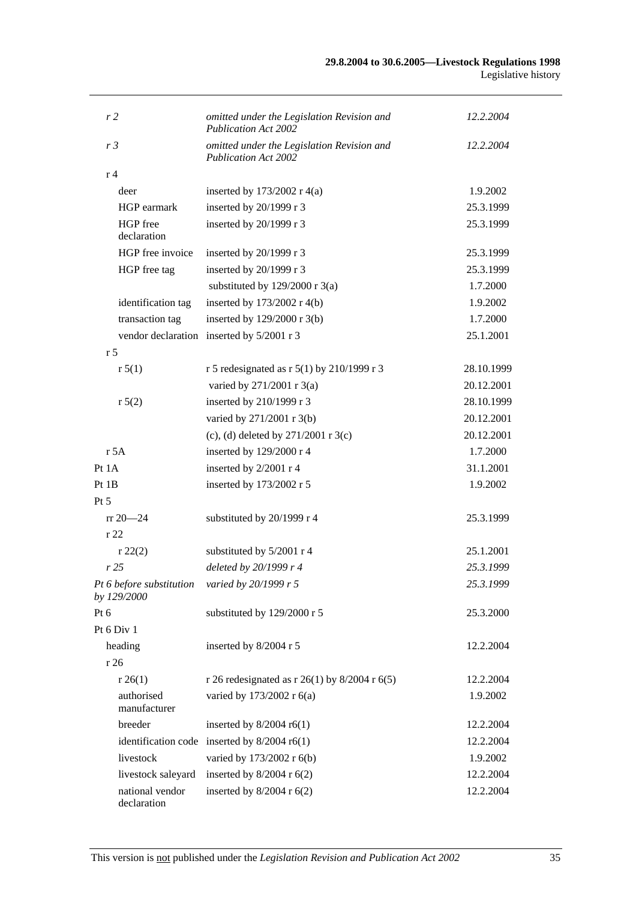| | | |
|---|---|---|
| *r 2* | *omitted under the Legislation Revision and Publication Act 2002* | *12.2.2004* |
| *r 3* | *omitted under the Legislation Revision and Publication Act 2002* | *12.2.2004* |
| r 4 | | |
| deer | inserted by 173/2002 r 4(a) | 1.9.2002 |
| HGP earmark | inserted by 20/1999 r 3 | 25.3.1999 |
| HGP free declaration | inserted by 20/1999 r 3 | 25.3.1999 |
| HGP free invoice | inserted by 20/1999 r 3 | 25.3.1999 |
| HGP free tag | inserted by 20/1999 r 3 | 25.3.1999 |
| | substituted by 129/2000 r 3(a) | 1.7.2000 |
| identification tag | inserted by 173/2002 r 4(b) | 1.9.2002 |
| transaction tag | inserted by 129/2000 r 3(b) | 1.7.2000 |
| vendor declaration | inserted by 5/2001 r 3 | 25.1.2001 |
| r 5 | | |
| r 5(1) | r 5 redesignated as r 5(1) by 210/1999 r 3 | 28.10.1999 |
| | varied by 271/2001 r 3(a) | 20.12.2001 |
| r 5(2) | inserted by 210/1999 r 3 | 28.10.1999 |
| | varied by 271/2001 r 3(b) | 20.12.2001 |
| | (c), (d) deleted by 271/2001 r 3(c) | 20.12.2001 |
| r 5A | inserted by 129/2000 r 4 | 1.7.2000 |
| Pt 1A | inserted by 2/2001 r 4 | 31.1.2001 |
| Pt 1B | inserted by 173/2002 r 5 | 1.9.2002 |
| Pt 5 | | |
| rr 20—24 | substituted by 20/1999 r 4 | 25.3.1999 |
| r 22 | | |
| r 22(2) | substituted by 5/2001 r 4 | 25.1.2001 |
| *r 25* | *deleted by 20/1999 r 4* | *25.3.1999* |
| *Pt 6 before substitution by 129/2000* | *varied by 20/1999 r 5* | *25.3.1999* |
| Pt 6 | substituted by 129/2000 r 5 | 25.3.2000 |
| Pt 6 Div 1 | | |
| heading | inserted by 8/2004 r 5 | 12.2.2004 |
| r 26 | | |
| r 26(1) | r 26 redesignated as r 26(1) by 8/2004 r 6(5) | 12.2.2004 |
| authorised manufacturer | varied by 173/2002 r 6(a) | 1.9.2002 |
| breeder | inserted by 8/2004 r6(1) | 12.2.2004 |
| identification code | inserted by 8/2004 r6(1) | 12.2.2004 |
| livestock | varied by 173/2002 r 6(b) | 1.9.2002 |
| livestock saleyard | inserted by 8/2004 r 6(2) | 12.2.2004 |
| national vendor declaration | inserted by 8/2004 r 6(2) | 12.2.2004 |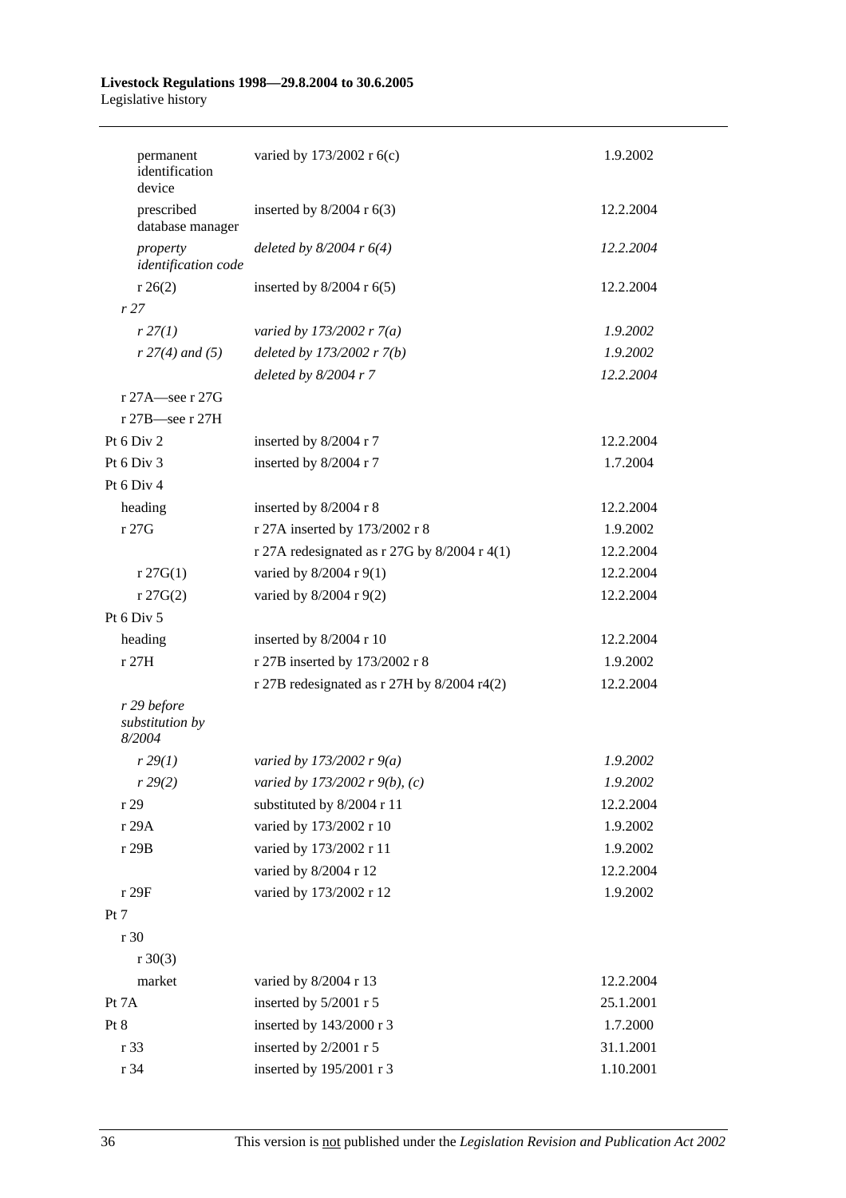| | | |
|---|---|---|
| permanent identification device | varied by 173/2002 r 6(c) | 1.9.2002 |
| prescribed database manager | inserted by 8/2004 r 6(3) | 12.2.2004 |
| *property identification code* | *deleted by 8/2004 r 6(4)* | *12.2.2004* |
| r 26(2) | inserted by 8/2004 r 6(5) | 12.2.2004 |
| *r 27* | | |
| *r 27(1)* | *varied by 173/2002 r 7(a)* | *1.9.2002* |
| *r 27(4) and (5)* | *deleted by 173/2002 r 7(b)* | *1.9.2002* |
| | *deleted by 8/2004 r 7* | *12.2.2004* |
| r 27A—see r 27G | | |
| r 27B—see r 27H | | |
| Pt 6 Div 2 | inserted by 8/2004 r 7 | 12.2.2004 |
| Pt 6 Div 3 | inserted by 8/2004 r 7 | 1.7.2004 |
| Pt 6 Div 4 | | |
| heading | inserted by 8/2004 r 8 | 12.2.2004 |
| r 27G | r 27A inserted by 173/2002 r 8 | 1.9.2002 |
| | r 27A redesignated as r 27G by 8/2004 r 4(1) | 12.2.2004 |
| r 27G(1) | varied by 8/2004 r 9(1) | 12.2.2004 |
| r 27G(2) | varied by 8/2004 r 9(2) | 12.2.2004 |
| Pt 6 Div 5 | | |
| heading | inserted by 8/2004 r 10 | 12.2.2004 |
| r 27H | r 27B inserted by 173/2002 r 8 | 1.9.2002 |
| | r 27B redesignated as r 27H by 8/2004 r4(2) | 12.2.2004 |
| *r 29 before substitution by 8/2004* | | |
| *r 29(1)* | *varied by 173/2002 r 9(a)* | *1.9.2002* |
| *r 29(2)* | *varied by 173/2002 r 9(b), (c)* | *1.9.2002* |
| r 29 | substituted by 8/2004 r 11 | 12.2.2004 |
| r 29A | varied by 173/2002 r 10 | 1.9.2002 |
| r 29B | varied by 173/2002 r 11 | 1.9.2002 |
| | varied by 8/2004 r 12 | 12.2.2004 |
| r 29F | varied by 173/2002 r 12 | 1.9.2002 |
| Pt 7 | | |
| r 30 | | |
| r 30(3) | | |
| market | varied by 8/2004 r 13 | 12.2.2004 |
| Pt 7A | inserted by 5/2001 r 5 | 25.1.2001 |
| Pt 8 | inserted by 143/2000 r 3 | 1.7.2000 |
| r 33 | inserted by 2/2001 r 5 | 31.1.2001 |
| r 34 | inserted by 195/2001 r 3 | 1.10.2001 |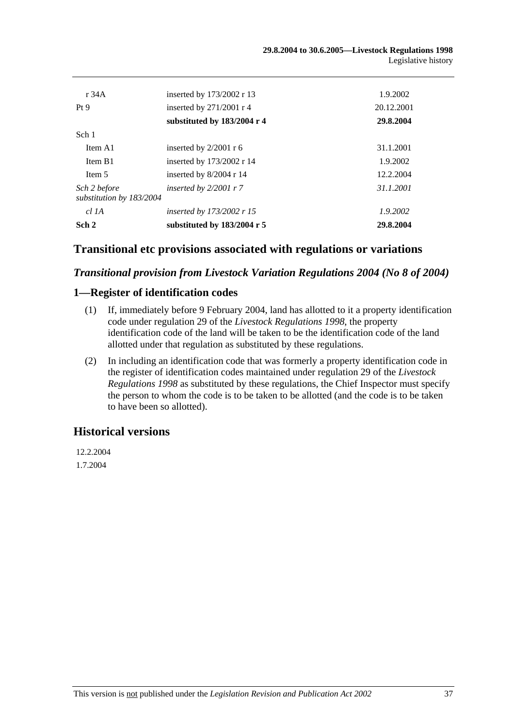| | | |
|---|---|---|
| r 34A | inserted by 173/2002 r 13 | 1.9.2002 |
| Pt 9 | inserted by 271/2001 r 4 | 20.12.2001 |
| | **substituted by 183/2004 r 4** | **29.8.2004** |
| Sch 1 | | |
| Item A1 | inserted by 2/2001 r 6 | 31.1.2001 |
| Item B1 | inserted by 173/2002 r 14 | 1.9.2002 |
| Item 5 | inserted by 8/2004 r 14 | 12.2.2004 |
| *Sch 2 before substitution by 183/2004* | *inserted by 2/2001 r 7* | *31.1.2001* |
| *cl 1A* | *inserted by 173/2002 r 15* | *1.9.2002* |
| **Sch 2** | **substituted by 183/2004 r 5** | **29.8.2004** |

## Transitional etc provisions associated with regulations or variations

### *Transitional provision from Livestock Variation Regulations 2004 (No 8 of 2004)*

### 1—Register of identification codes

(1) If, immediately before 9 February 2004, land has allotted to it a property identification code under regulation 29 of the *Livestock Regulations 1998*, the property identification code of the land will be taken to be the identification code of the land allotted under that regulation as substituted by these regulations.

(2) In including an identification code that was formerly a property identification code in the register of identification codes maintained under regulation 29 of the *Livestock Regulations 1998* as substituted by these regulations, the Chief Inspector must specify the person to whom the code is to be taken to be allotted (and the code is to be taken to have been so allotted).

## Historical versions

12.2.2004

1.7.2004